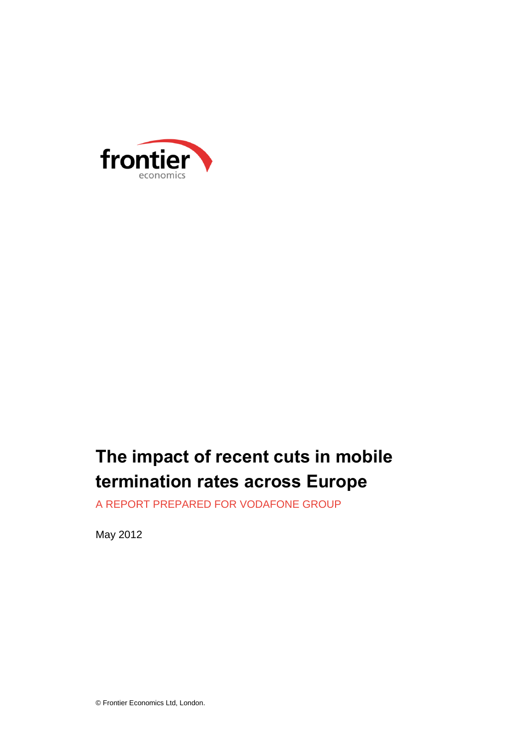frontier economics

# The impact of recent cuts in mobile termination rates across Europe

A REPORT PREPARED FOR VODAFONE GROUP

May 2012

© Frontier Economics Ltd, London.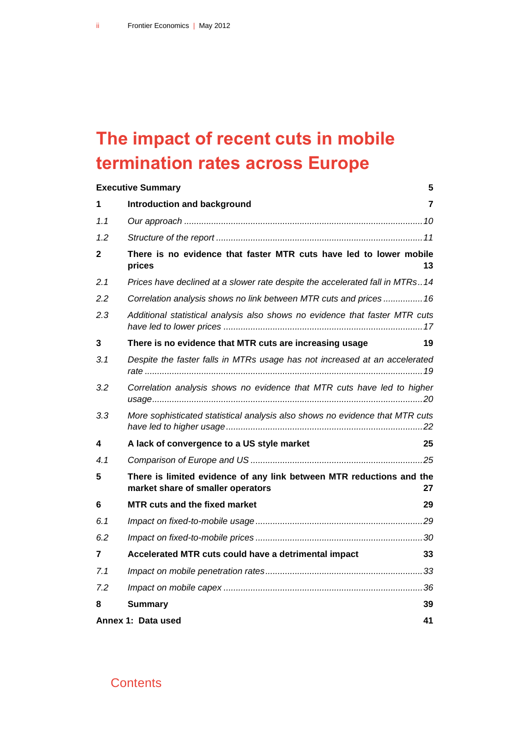# The impact of recent cuts in mobile termination rates across Europe

**Executive Summary** **5**

**1 Introduction and background** **7**

*1.1 Our approach ... 10*

*1.2 Structure of the report ... 11*

**2 There is no evidence that faster MTR cuts have led to lower mobile prices** **13**

*2.1 Prices have declined at a slower rate despite the accelerated fall in MTRs .. 14*

*2.2 Correlation analysis shows no link between MTR cuts and prices ... 16*

*2.3 Additional statistical analysis also shows no evidence that faster MTR cuts have led to lower prices ... 17*

**3 There is no evidence that MTR cuts are increasing usage** **19**

*3.1 Despite the faster falls in MTRs usage has not increased at an accelerated rate ... 19*

*3.2 Correlation analysis shows no evidence that MTR cuts have led to higher usage ... 20*

*3.3 More sophisticated statistical analysis also shows no evidence that MTR cuts have led to higher usage ... 22*

**4 A lack of convergence to a US style market** **25**

*4.1 Comparison of Europe and US ... 25*

**5 There is limited evidence of any link between MTR reductions and the market share of smaller operators** **27**

**6 MTR cuts and the fixed market** **29**

*6.1 Impact on fixed-to-mobile usage ... 29*

*6.2 Impact on fixed-to-mobile prices ... 30*

**7 Accelerated MTR cuts could have a detrimental impact** **33**

*7.1 Impact on mobile penetration rates ... 33*

*7.2 Impact on mobile capex ... 36*

**8 Summary** **39**

**Annex 1: Data used** **41**

Contents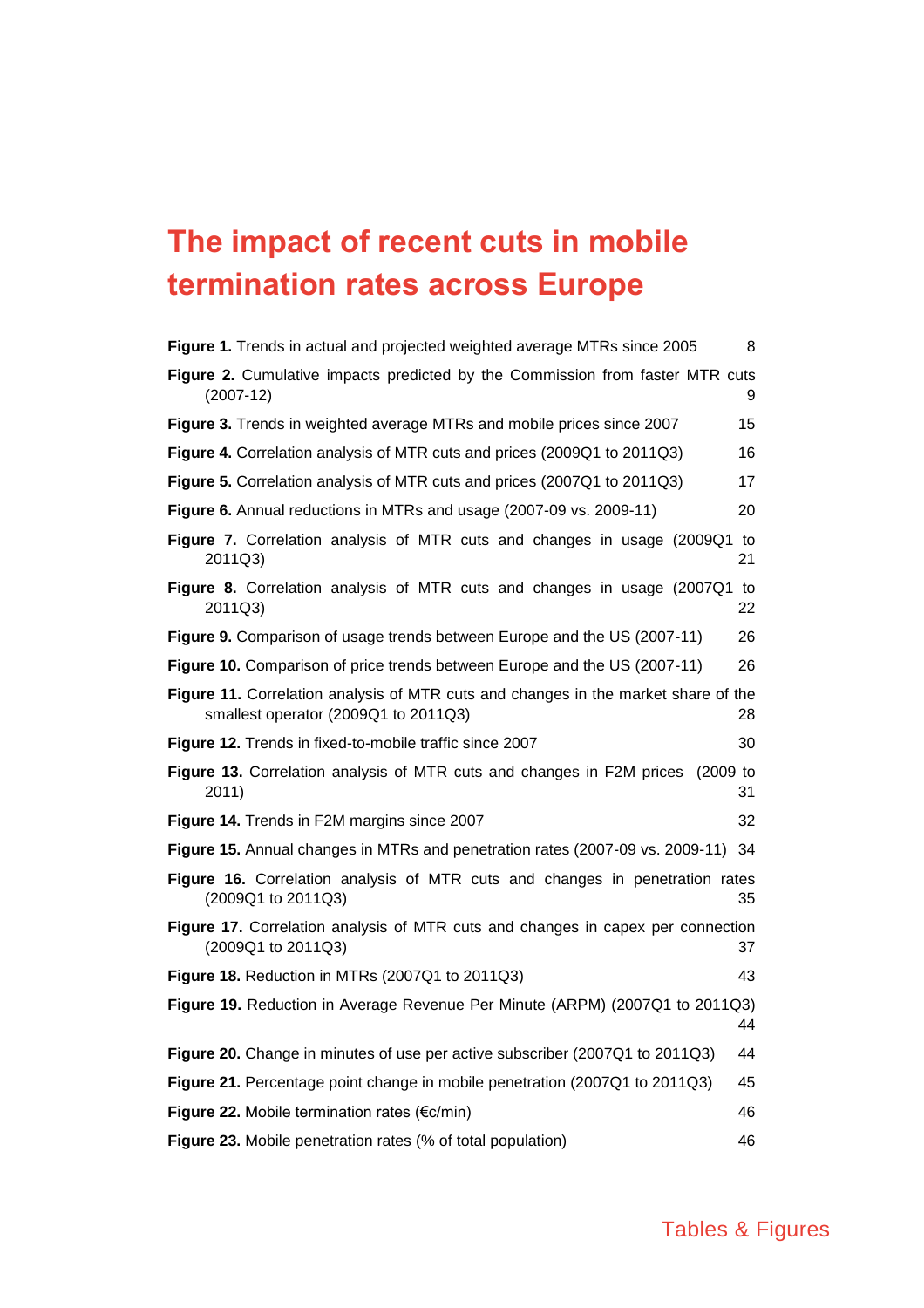# The impact of recent cuts in mobile termination rates across Europe

**Figure 1.** Trends in actual and projected weighted average MTRs since 2005 8

**Figure 2.** Cumulative impacts predicted by the Commission from faster MTR cuts (2007-12) 9

**Figure 3.** Trends in weighted average MTRs and mobile prices since 2007 15

**Figure 4.** Correlation analysis of MTR cuts and prices (2009Q1 to 2011Q3) 16

**Figure 5.** Correlation analysis of MTR cuts and prices (2007Q1 to 2011Q3) 17

**Figure 6.** Annual reductions in MTRs and usage (2007-09 vs. 2009-11) 20

**Figure 7.** Correlation analysis of MTR cuts and changes in usage (2009Q1 to 2011Q3) 21

**Figure 8.** Correlation analysis of MTR cuts and changes in usage (2007Q1 to 2011Q3) 22

**Figure 9.** Comparison of usage trends between Europe and the US (2007-11) 26

**Figure 10.** Comparison of price trends between Europe and the US (2007-11) 26

**Figure 11.** Correlation analysis of MTR cuts and changes in the market share of the smallest operator (2009Q1 to 2011Q3) 28

**Figure 12.** Trends in fixed-to-mobile traffic since 2007 30

**Figure 13.** Correlation analysis of MTR cuts and changes in F2M prices (2009 to 2011) 31

**Figure 14.** Trends in F2M margins since 2007 32

**Figure 15.** Annual changes in MTRs and penetration rates (2007-09 vs. 2009-11) 34

**Figure 16.** Correlation analysis of MTR cuts and changes in penetration rates (2009Q1 to 2011Q3) 35

**Figure 17.** Correlation analysis of MTR cuts and changes in capex per connection (2009Q1 to 2011Q3) 37

**Figure 18.** Reduction in MTRs (2007Q1 to 2011Q3) 43

**Figure 19.** Reduction in Average Revenue Per Minute (ARPM) (2007Q1 to 2011Q3) 44

**Figure 20.** Change in minutes of use per active subscriber (2007Q1 to 2011Q3) 44

**Figure 21.** Percentage point change in mobile penetration (2007Q1 to 2011Q3) 45

**Figure 22.** Mobile termination rates (€c/min) 46

**Figure 23.** Mobile penetration rates (% of total population) 46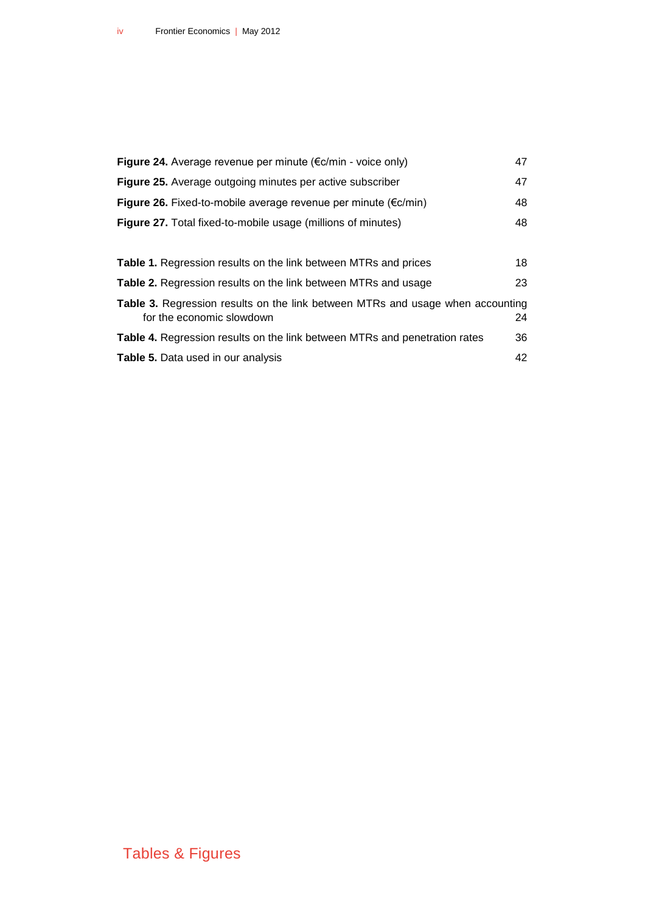**Figure 24.** Average revenue per minute (€c/min - voice only) 47

**Figure 25.** Average outgoing minutes per active subscriber 47

**Figure 26.** Fixed-to-mobile average revenue per minute (€c/min) 48

**Figure 27.** Total fixed-to-mobile usage (millions of minutes) 48

**Table 1.** Regression results on the link between MTRs and prices 18

**Table 2.** Regression results on the link between MTRs and usage 23

**Table 3.** Regression results on the link between MTRs and usage when accounting for the economic slowdown 24

**Table 4.** Regression results on the link between MTRs and penetration rates 36

**Table 5.** Data used in our analysis 42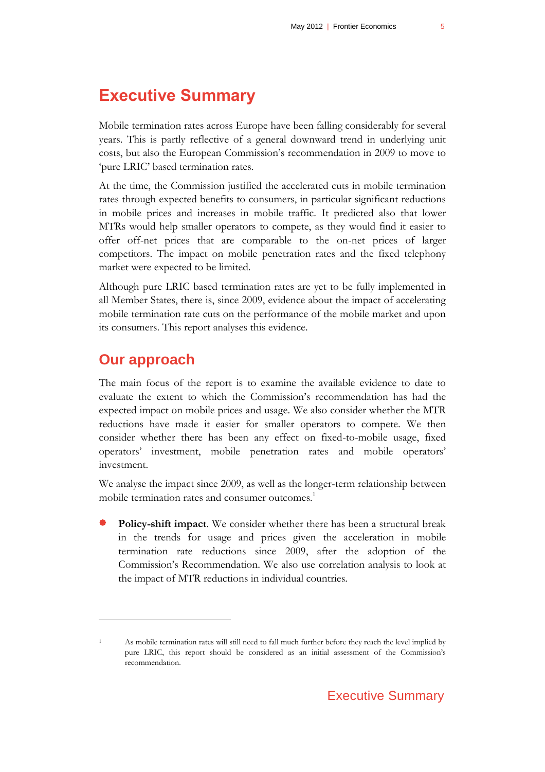# Executive Summary

Mobile termination rates across Europe have been falling considerably for several years. This is partly reflective of a general downward trend in underlying unit costs, but also the European Commission's recommendation in 2009 to move to 'pure LRIC' based termination rates.

At the time, the Commission justified the accelerated cuts in mobile termination rates through expected benefits to consumers, in particular significant reductions in mobile prices and increases in mobile traffic. It predicted also that lower MTRs would help smaller operators to compete, as they would find it easier to offer off-net prices that are comparable to the on-net prices of larger competitors. The impact on mobile penetration rates and the fixed telephony market were expected to be limited.

Although pure LRIC based termination rates are yet to be fully implemented in all Member States, there is, since 2009, evidence about the impact of accelerating mobile termination rate cuts on the performance of the mobile market and upon its consumers. This report analyses this evidence.

## Our approach

The main focus of the report is to examine the available evidence to date to evaluate the extent to which the Commission's recommendation has had the expected impact on mobile prices and usage. We also consider whether the MTR reductions have made it easier for smaller operators to compete. We then consider whether there has been any effect on fixed-to-mobile usage, fixed operators' investment, mobile penetration rates and mobile operators' investment.

We analyse the impact since 2009, as well as the longer-term relationship between mobile termination rates and consumer outcomes.[1]

- **Policy-shift impact**. We consider whether there has been a structural break in the trends for usage and prices given the acceleration in mobile termination rate reductions since 2009, after the adoption of the Commission's Recommendation. We also use correlation analysis to look at the impact of MTR reductions in individual countries.

---

[1] As mobile termination rates will still need to fall much further before they reach the level implied by pure LRIC, this report should be considered as an initial assessment of the Commission's recommendation.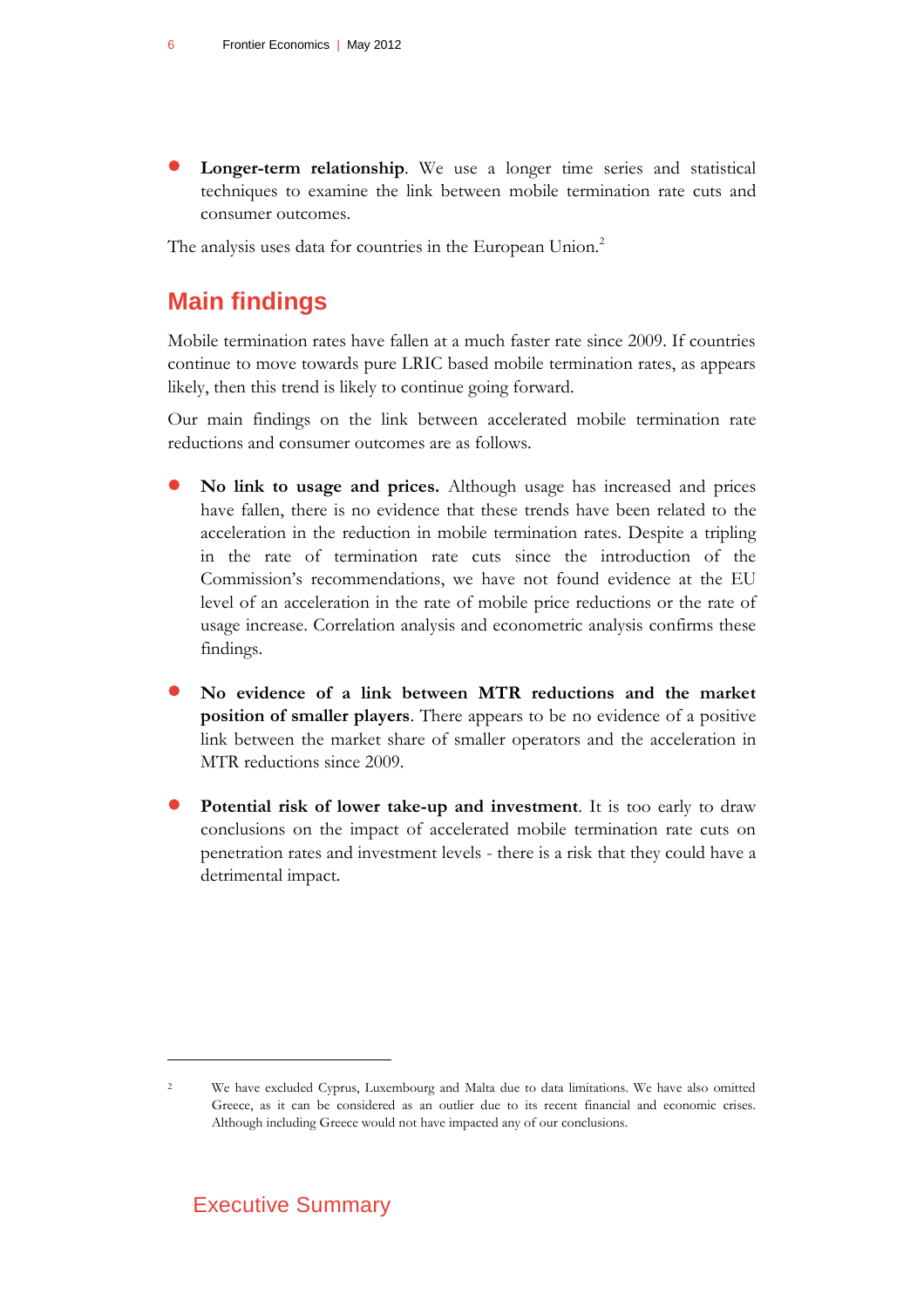- **Longer-term relationship**. We use a longer time series and statistical techniques to examine the link between mobile termination rate cuts and consumer outcomes.

The analysis uses data for countries in the European Union.[2]

## Main findings

Mobile termination rates have fallen at a much faster rate since 2009. If countries continue to move towards pure LRIC based mobile termination rates, as appears likely, then this trend is likely to continue going forward.

Our main findings on the link between accelerated mobile termination rate reductions and consumer outcomes are as follows.

- **No link to usage and prices.** Although usage has increased and prices have fallen, there is no evidence that these trends have been related to the acceleration in the reduction in mobile termination rates. Despite a tripling in the rate of termination rate cuts since the introduction of the Commission's recommendations, we have not found evidence at the EU level of an acceleration in the rate of mobile price reductions or the rate of usage increase. Correlation analysis and econometric analysis confirms these findings.

- **No evidence of a link between MTR reductions and the market position of smaller players**. There appears to be no evidence of a positive link between the market share of smaller operators and the acceleration in MTR reductions since 2009.

- **Potential risk of lower take-up and investment**. It is too early to draw conclusions on the impact of accelerated mobile termination rate cuts on penetration rates and investment levels - there is a risk that they could have a detrimental impact.

---

[2] We have excluded Cyprus, Luxembourg and Malta due to data limitations. We have also omitted Greece, as it can be considered as an outlier due to its recent financial and economic crises. Although including Greece would not have impacted any of our conclusions.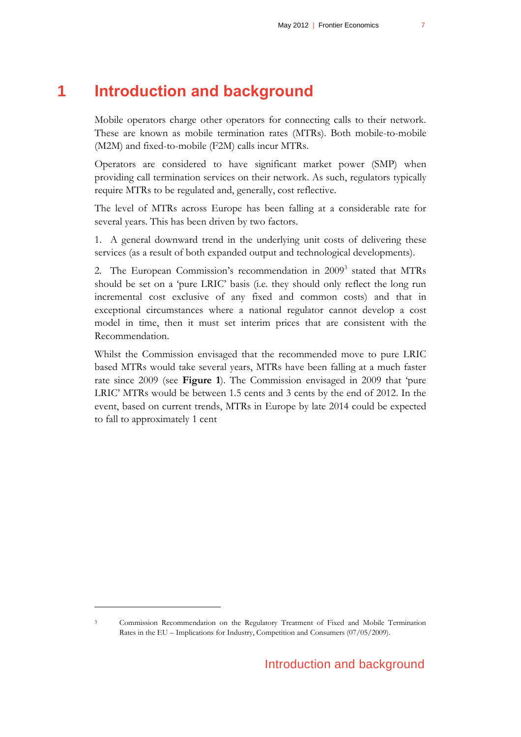# 1 Introduction and background

Mobile operators charge other operators for connecting calls to their network. These are known as mobile termination rates (MTRs). Both mobile-to-mobile (M2M) and fixed-to-mobile (F2M) calls incur MTRs.

Operators are considered to have significant market power (SMP) when providing call termination services on their network. As such, regulators typically require MTRs to be regulated and, generally, cost reflective.

The level of MTRs across Europe has been falling at a considerable rate for several years. This has been driven by two factors.

1. A general downward trend in the underlying unit costs of delivering these services (as a result of both expanded output and technological developments).

2. The European Commission's recommendation in 2009[3] stated that MTRs should be set on a 'pure LRIC' basis (i.e. they should only reflect the long run incremental cost exclusive of any fixed and common costs) and that in exceptional circumstances where a national regulator cannot develop a cost model in time, then it must set interim prices that are consistent with the Recommendation.

Whilst the Commission envisaged that the recommended move to pure LRIC based MTRs would take several years, MTRs have been falling at a much faster rate since 2009 (see **Figure 1**). The Commission envisaged in 2009 that 'pure LRIC' MTRs would be between 1.5 cents and 3 cents by the end of 2012. In the event, based on current trends, MTRs in Europe by late 2014 could be expected to fall to approximately 1 cent

---

[3] Commission Recommendation on the Regulatory Treatment of Fixed and Mobile Termination Rates in the EU – Implications for Industry, Competition and Consumers (07/05/2009).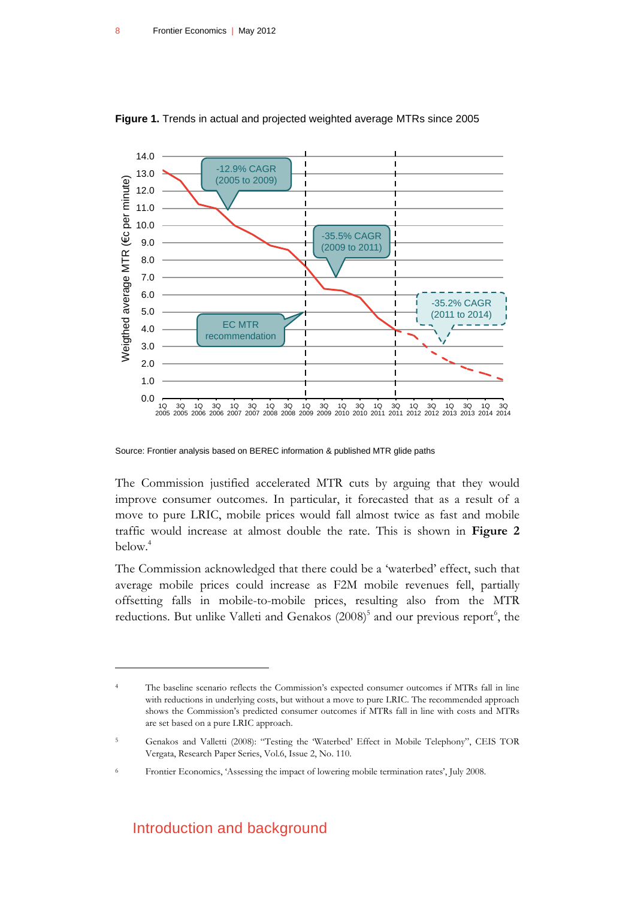**Figure 1.** Trends in actual and projected weighted average MTRs since 2005

Source: Frontier analysis based on BEREC information & published MTR glide paths

The Commission justified accelerated MTR cuts by arguing that they would improve consumer outcomes. In particular, it forecasted that as a result of a move to pure LRIC, mobile prices would fall almost twice as fast and mobile traffic would increase at almost double the rate. This is shown in **Figure 2** below.[4]

The Commission acknowledged that there could be a 'waterbed' effect, such that average mobile prices could increase as F2M mobile revenues fell, partially offsetting falls in mobile-to-mobile prices, resulting also from the MTR reductions. But unlike Valleti and Genakos (2008)[5] and our previous report[6], the

---

[4] The baseline scenario reflects the Commission's expected consumer outcomes if MTRs fall in line with reductions in underlying costs, but without a move to pure LRIC. The recommended approach shows the Commission's predicted consumer outcomes if MTRs fall in line with costs and MTRs are set based on a pure LRIC approach.

[5] Genakos and Valletti (2008): "Testing the 'Waterbed' Effect in Mobile Telephony", CEIS TOR Vergata, Research Paper Series, Vol.6, Issue 2, No. 110.

[6] Frontier Economics, 'Assessing the impact of lowering mobile termination rates', July 2008.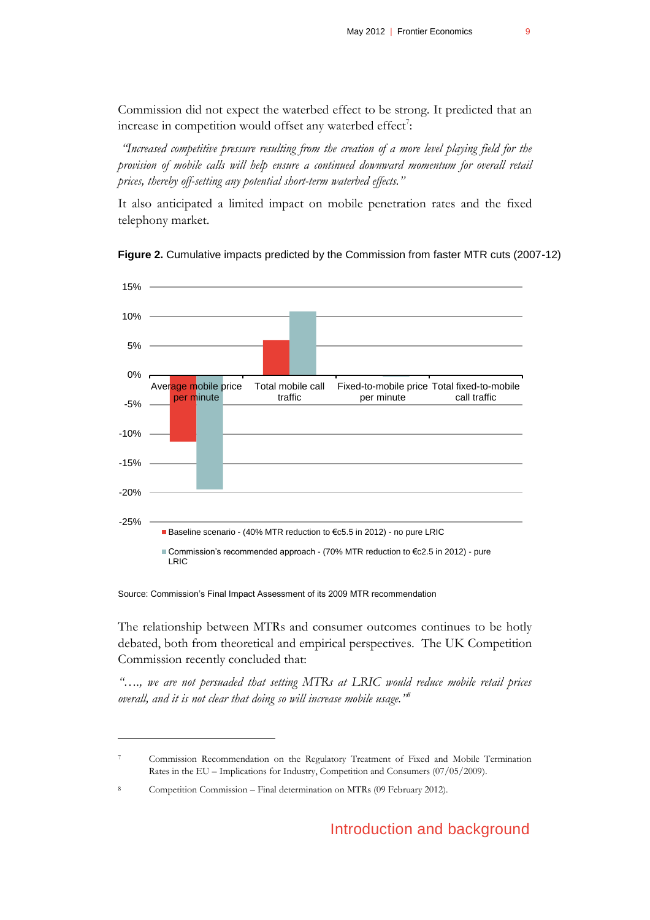Commission did not expect the waterbed effect to be strong. It predicted that an increase in competition would offset any waterbed effect[7]:

*"Increased competitive pressure resulting from the creation of a more level playing field for the provision of mobile calls will help ensure a continued downward momentum for overall retail prices, thereby off-setting any potential short-term waterbed effects."*

It also anticipated a limited impact on mobile penetration rates and the fixed telephony market.

**Figure 2.** Cumulative impacts predicted by the Commission from faster MTR cuts (2007-12)

Source: Commission's Final Impact Assessment of its 2009 MTR recommendation

The relationship between MTRs and consumer outcomes continues to be hotly debated, both from theoretical and empirical perspectives. The UK Competition Commission recently concluded that:

*"…., we are not persuaded that setting MTRs at LRIC would reduce mobile retail prices overall, and it is not clear that doing so will increase mobile usage."*[8]

---

[7] Commission Recommendation on the Regulatory Treatment of Fixed and Mobile Termination Rates in the EU – Implications for Industry, Competition and Consumers (07/05/2009).

[8] Competition Commission – Final determination on MTRs (09 February 2012).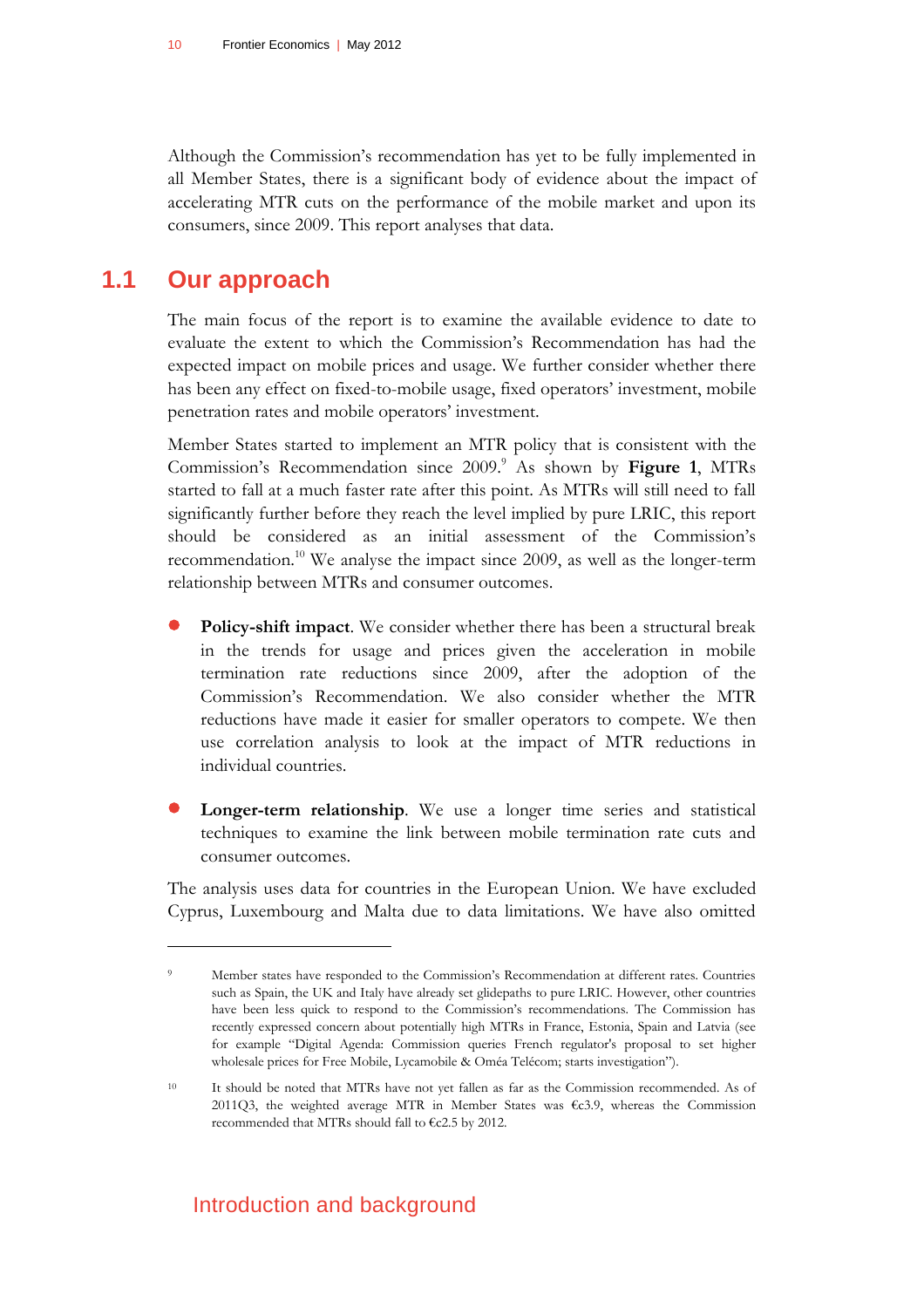Although the Commission's recommendation has yet to be fully implemented in all Member States, there is a significant body of evidence about the impact of accelerating MTR cuts on the performance of the mobile market and upon its consumers, since 2009. This report analyses that data.

## 1.1 Our approach

The main focus of the report is to examine the available evidence to date to evaluate the extent to which the Commission's Recommendation has had the expected impact on mobile prices and usage. We further consider whether there has been any effect on fixed-to-mobile usage, fixed operators' investment, mobile penetration rates and mobile operators' investment.

Member States started to implement an MTR policy that is consistent with the Commission's Recommendation since 2009.[9] As shown by **Figure 1**, MTRs started to fall at a much faster rate after this point. As MTRs will still need to fall significantly further before they reach the level implied by pure LRIC, this report should be considered as an initial assessment of the Commission's recommendation.[10] We analyse the impact since 2009, as well as the longer-term relationship between MTRs and consumer outcomes.

- **Policy-shift impact**. We consider whether there has been a structural break in the trends for usage and prices given the acceleration in mobile termination rate reductions since 2009, after the adoption of the Commission's Recommendation. We also consider whether the MTR reductions have made it easier for smaller operators to compete. We then use correlation analysis to look at the impact of MTR reductions in individual countries.

- **Longer-term relationship**. We use a longer time series and statistical techniques to examine the link between mobile termination rate cuts and consumer outcomes.

The analysis uses data for countries in the European Union. We have excluded Cyprus, Luxembourg and Malta due to data limitations. We have also omitted

---

[9] Member states have responded to the Commission's Recommendation at different rates. Countries such as Spain, the UK and Italy have already set glidepaths to pure LRIC. However, other countries have been less quick to respond to the Commission's recommendations. The Commission has recently expressed concern about potentially high MTRs in France, Estonia, Spain and Latvia (see for example "Digital Agenda: Commission queries French regulator's proposal to set higher wholesale prices for Free Mobile, Lycamobile & Oméa Telécom; starts investigation").

[10] It should be noted that MTRs have not yet fallen as far as the Commission recommended. As of 2011Q3, the weighted average MTR in Member States was €c3.9, whereas the Commission recommended that MTRs should fall to €c2.5 by 2012.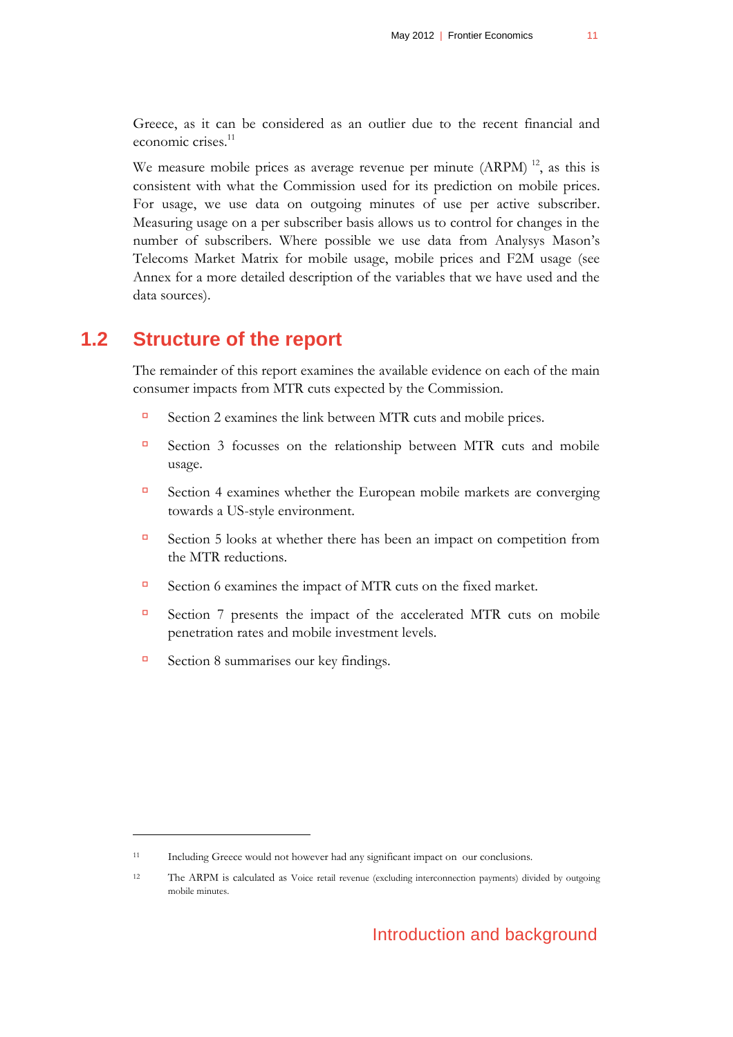Greece, as it can be considered as an outlier due to the recent financial and economic crises.[11]

We measure mobile prices as average revenue per minute (ARPM) [12], as this is consistent with what the Commission used for its prediction on mobile prices. For usage, we use data on outgoing minutes of use per active subscriber. Measuring usage on a per subscriber basis allows us to control for changes in the number of subscribers. Where possible we use data from Analysys Mason's Telecoms Market Matrix for mobile usage, mobile prices and F2M usage (see Annex for a more detailed description of the variables that we have used and the data sources).

## 1.2 Structure of the report

The remainder of this report examines the available evidence on each of the main consumer impacts from MTR cuts expected by the Commission.

- Section 2 examines the link between MTR cuts and mobile prices.
- Section 3 focusses on the relationship between MTR cuts and mobile usage.
- Section 4 examines whether the European mobile markets are converging towards a US-style environment.
- Section 5 looks at whether there has been an impact on competition from the MTR reductions.
- Section 6 examines the impact of MTR cuts on the fixed market.
- Section 7 presents the impact of the accelerated MTR cuts on mobile penetration rates and mobile investment levels.
- Section 8 summarises our key findings.

---

[11] Including Greece would not however had any significant impact on our conclusions.

[12] The ARPM is calculated as Voice retail revenue (excluding interconnection payments) divided by outgoing mobile minutes.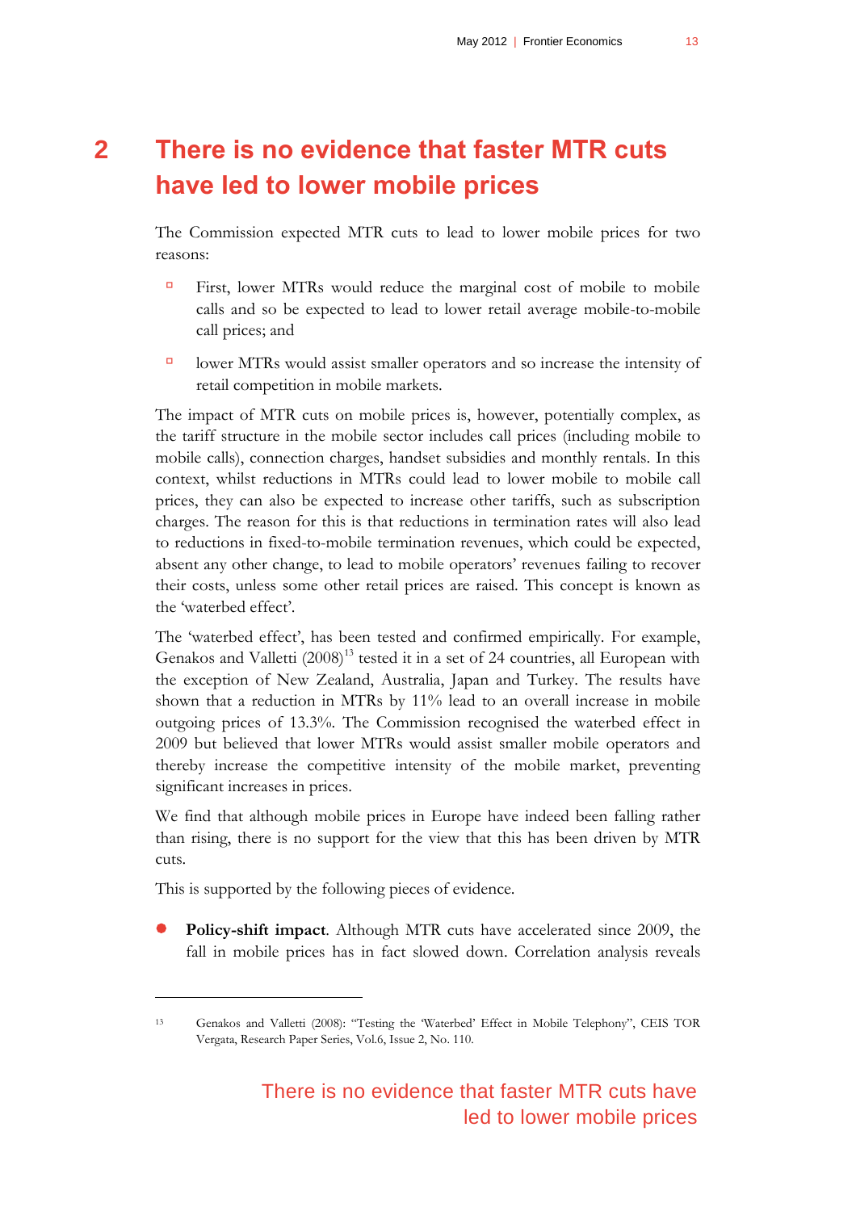# 2 There is no evidence that faster MTR cuts have led to lower mobile prices

The Commission expected MTR cuts to lead to lower mobile prices for two reasons:

- First, lower MTRs would reduce the marginal cost of mobile to mobile calls and so be expected to lead to lower retail average mobile-to-mobile call prices; and
- lower MTRs would assist smaller operators and so increase the intensity of retail competition in mobile markets.

The impact of MTR cuts on mobile prices is, however, potentially complex, as the tariff structure in the mobile sector includes call prices (including mobile to mobile calls), connection charges, handset subsidies and monthly rentals. In this context, whilst reductions in MTRs could lead to lower mobile to mobile call prices, they can also be expected to increase other tariffs, such as subscription charges. The reason for this is that reductions in termination rates will also lead to reductions in fixed-to-mobile termination revenues, which could be expected, absent any other change, to lead to mobile operators' revenues failing to recover their costs, unless some other retail prices are raised. This concept is known as the 'waterbed effect'.

The 'waterbed effect', has been tested and confirmed empirically. For example, Genakos and Valletti (2008)[13] tested it in a set of 24 countries, all European with the exception of New Zealand, Australia, Japan and Turkey. The results have shown that a reduction in MTRs by 11% lead to an overall increase in mobile outgoing prices of 13.3%. The Commission recognised the waterbed effect in 2009 but believed that lower MTRs would assist smaller mobile operators and thereby increase the competitive intensity of the mobile market, preventing significant increases in prices.

We find that although mobile prices in Europe have indeed been falling rather than rising, there is no support for the view that this has been driven by MTR cuts.

This is supported by the following pieces of evidence.

- **Policy-shift impact**. Although MTR cuts have accelerated since 2009, the fall in mobile prices has in fact slowed down. Correlation analysis reveals

---

[13] Genakos and Valletti (2008): "Testing the 'Waterbed' Effect in Mobile Telephony", CEIS TOR Vergata, Research Paper Series, Vol.6, Issue 2, No. 110.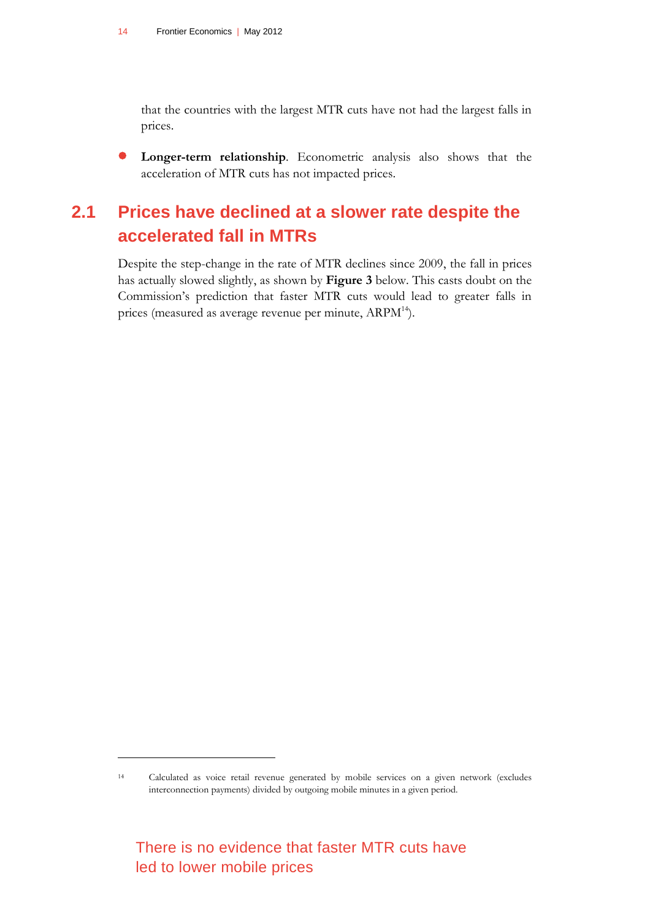that the countries with the largest MTR cuts have not had the largest falls in prices.

- **Longer-term relationship**. Econometric analysis also shows that the acceleration of MTR cuts has not impacted prices.

## 2.1 Prices have declined at a slower rate despite the accelerated fall in MTRs

Despite the step-change in the rate of MTR declines since 2009, the fall in prices has actually slowed slightly, as shown by **Figure 3** below. This casts doubt on the Commission's prediction that faster MTR cuts would lead to greater falls in prices (measured as average revenue per minute, ARPM[14]).

---

[14] Calculated as voice retail revenue generated by mobile services on a given network (excludes interconnection payments) divided by outgoing mobile minutes in a given period.

There is no evidence that faster MTR cuts have led to lower mobile prices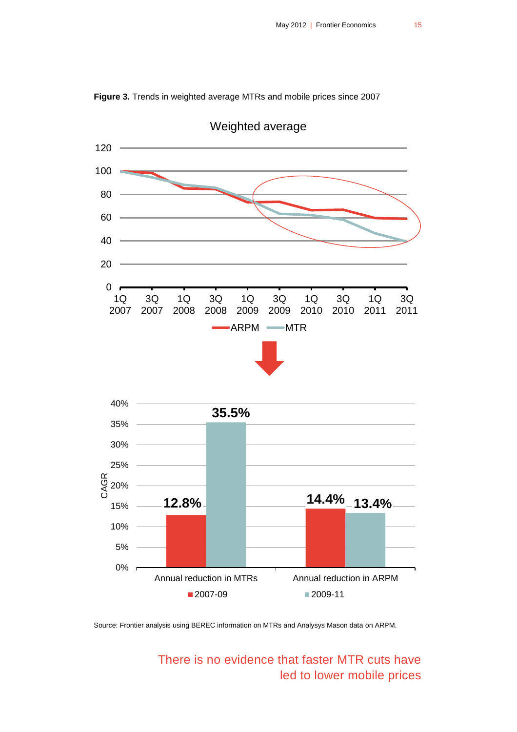**Figure 3.** Trends in weighted average MTRs and mobile prices since 2007

Weighted average

| | 2007-09 | 2009-11 |
|---|---|---|
| Annual reduction in MTRs | 12.8% | 35.5% |
| Annual reduction in ARPM | 14.4% | 13.4% |

Source: Frontier analysis using BEREC information on MTRs and Analysys Mason data on ARPM.

There is no evidence that faster MTR cuts have led to lower mobile prices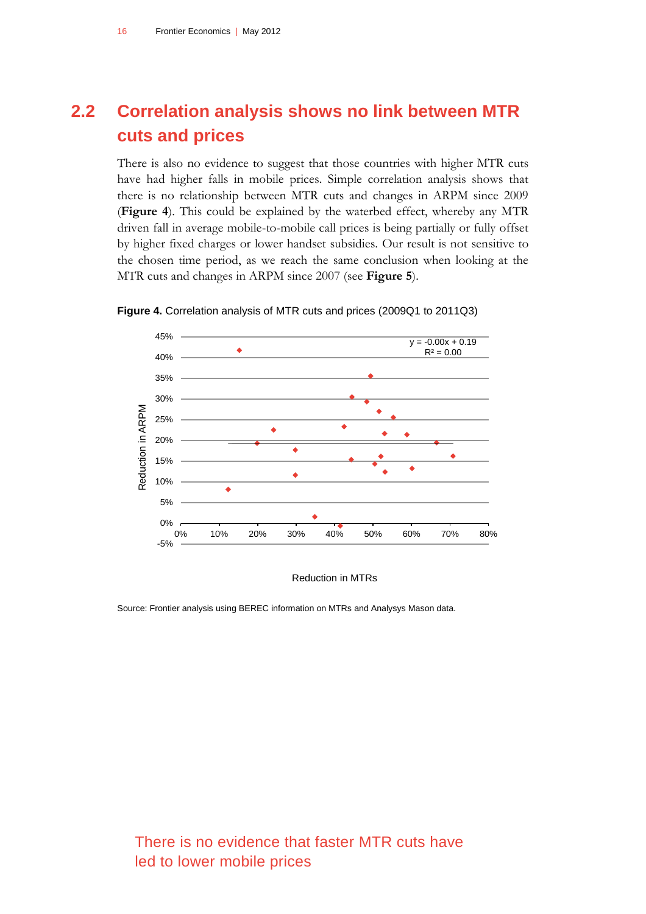## 2.2 Correlation analysis shows no link between MTR cuts and prices

There is also no evidence to suggest that those countries with higher MTR cuts have had higher falls in mobile prices. Simple correlation analysis shows that there is no relationship between MTR cuts and changes in ARPM since 2009 (**Figure 4**). This could be explained by the waterbed effect, whereby any MTR driven fall in average mobile-to-mobile call prices is being partially or fully offset by higher fixed charges or lower handset subsidies. Our result is not sensitive to the chosen time period, as we reach the same conclusion when looking at the MTR cuts and changes in ARPM since 2007 (see **Figure 5**).

**Figure 4.** Correlation analysis of MTR cuts and prices (2009Q1 to 2011Q3)

$y = -0.00x + 0.19$
$R^2 = 0.00$

Source: Frontier analysis using BEREC information on MTRs and Analysys Mason data.

There is no evidence that faster MTR cuts have led to lower mobile prices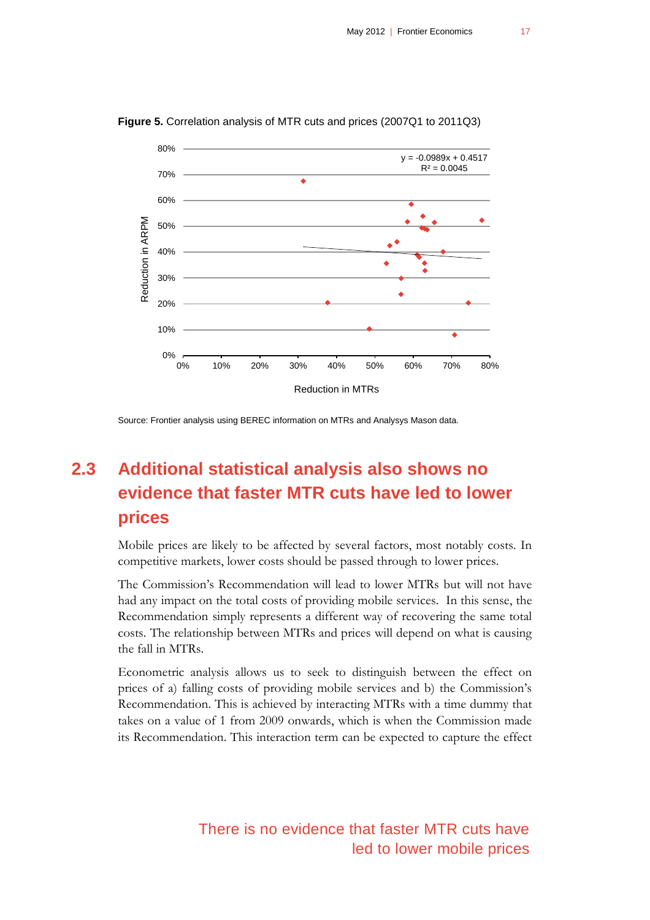**Figure 5.** Correlation analysis of MTR cuts and prices (2007Q1 to 2011Q3)

Source: Frontier analysis using BEREC information on MTRs and Analysys Mason data.

## 2.3 Additional statistical analysis also shows no evidence that faster MTR cuts have led to lower prices

Mobile prices are likely to be affected by several factors, most notably costs. In competitive markets, lower costs should be passed through to lower prices.

The Commission's Recommendation will lead to lower MTRs but will not have had any impact on the total costs of providing mobile services. In this sense, the Recommendation simply represents a different way of recovering the same total costs. The relationship between MTRs and prices will depend on what is causing the fall in MTRs.

Econometric analysis allows us to seek to distinguish between the effect on prices of a) falling costs of providing mobile services and b) the Commission's Recommendation. This is achieved by interacting MTRs with a time dummy that takes on a value of 1 from 2009 onwards, which is when the Commission made its Recommendation. This interaction term can be expected to capture the effect

There is no evidence that faster MTR cuts have led to lower mobile prices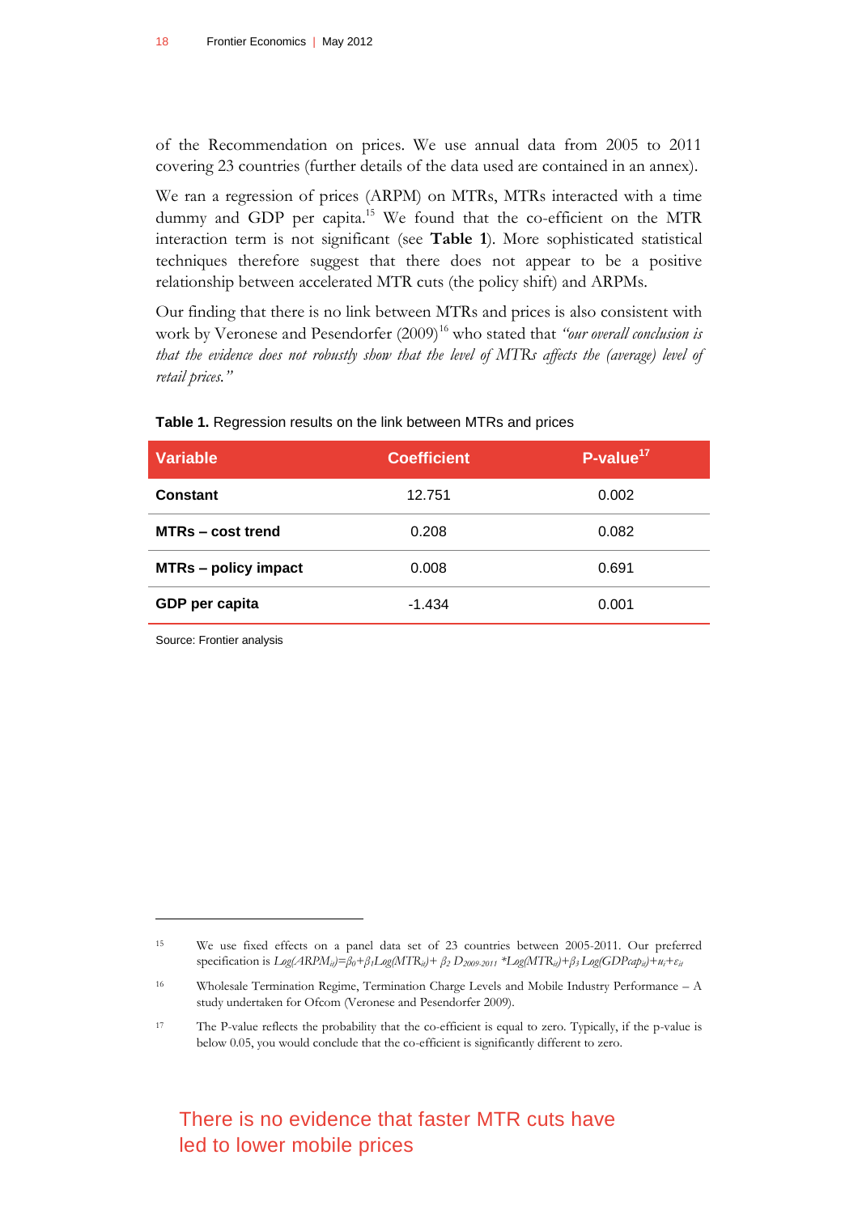of the Recommendation on prices. We use annual data from 2005 to 2011 covering 23 countries (further details of the data used are contained in an annex).

We ran a regression of prices (ARPM) on MTRs, MTRs interacted with a time dummy and GDP per capita.[15] We found that the co-efficient on the MTR interaction term is not significant (see **Table 1**). More sophisticated statistical techniques therefore suggest that there does not appear to be a positive relationship between accelerated MTR cuts (the policy shift) and ARPMs.

Our finding that there is no link between MTRs and prices is also consistent with work by Veronese and Pesendorfer (2009)[16] who stated that *"our overall conclusion is that the evidence does not robustly show that the level of MTRs affects the (average) level of retail prices."*

**Table 1.** Regression results on the link between MTRs and prices

| Variable | Coefficient | P-value[17] |
|---|---|---|
| **Constant** | 12.751 | 0.002 |
| **MTRs – cost trend** | 0.208 | 0.082 |
| **MTRs – policy impact** | 0.008 | 0.691 |
| **GDP per capita** | -1.434 | 0.001 |

Source: Frontier analysis

There is no evidence that faster MTR cuts have led to lower mobile prices

---

[15] We use fixed effects on a panel data set of 23 countries between 2005-2011. Our preferred specification is $Log(ARPM_{it})=\beta_0+\beta_1 Log(MTR_{it})+\beta_2 D_{2009\text{-}2011} * Log(MTR_{it})+\beta_3 Log(GDPcap_{it})+u_i+\varepsilon_{it}$

[16] Wholesale Termination Regime, Termination Charge Levels and Mobile Industry Performance – A study undertaken for Ofcom (Veronese and Pesendorfer 2009).

[17] The P-value reflects the probability that the co-efficient is equal to zero. Typically, if the p-value is below 0.05, you would conclude that the co-efficient is significantly different to zero.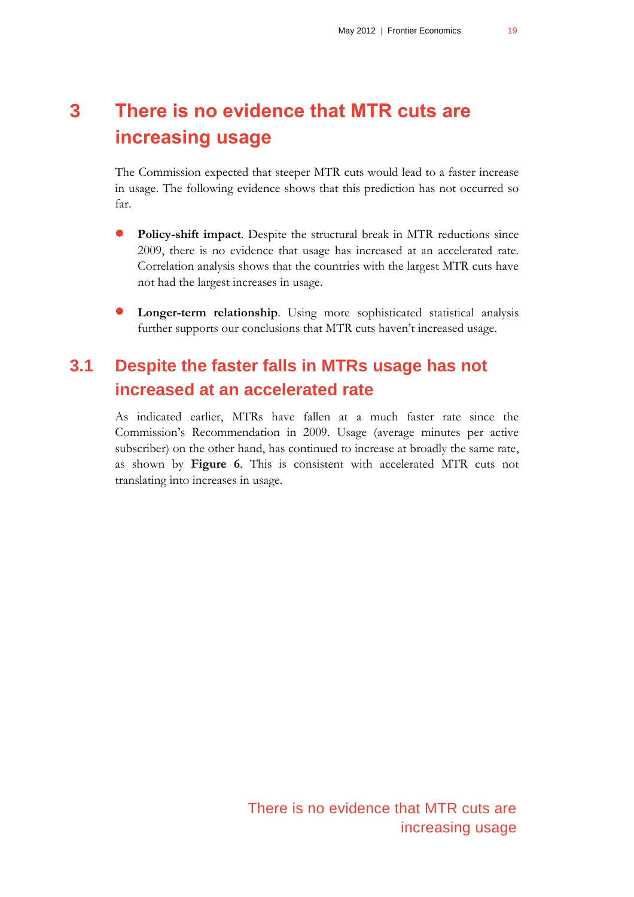# 3 There is no evidence that MTR cuts are increasing usage

The Commission expected that steeper MTR cuts would lead to a faster increase in usage. The following evidence shows that this prediction has not occurred so far.

- **Policy-shift impact**. Despite the structural break in MTR reductions since 2009, there is no evidence that usage has increased at an accelerated rate. Correlation analysis shows that the countries with the largest MTR cuts have not had the largest increases in usage.

- **Longer-term relationship**. Using more sophisticated statistical analysis further supports our conclusions that MTR cuts haven't increased usage.

## 3.1 Despite the faster falls in MTRs usage has not increased at an accelerated rate

As indicated earlier, MTRs have fallen at a much faster rate since the Commission's Recommendation in 2009. Usage (average minutes per active subscriber) on the other hand, has continued to increase at broadly the same rate, as shown by **Figure 6**. This is consistent with accelerated MTR cuts not translating into increases in usage.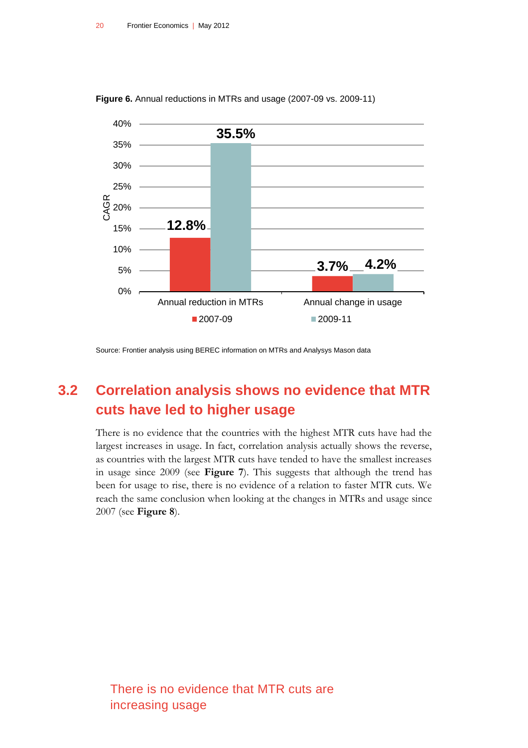**Figure 6.** Annual reductions in MTRs and usage (2007-09 vs. 2009-11)

| CAGR | 2007-09 | 2009-11 |
|---|---|---|
| Annual reduction in MTRs | 12.8% | 35.5% |
| Annual change in usage | 3.7% | 4.2% |

Source: Frontier analysis using BEREC information on MTRs and Analysys Mason data

## 3.2 Correlation analysis shows no evidence that MTR cuts have led to higher usage

There is no evidence that the countries with the highest MTR cuts have had the largest increases in usage. In fact, correlation analysis actually shows the reverse, as countries with the largest MTR cuts have tended to have the smallest increases in usage since 2009 (see **Figure 7**). This suggests that although the trend has been for usage to rise, there is no evidence of a relation to faster MTR cuts. We reach the same conclusion when looking at the changes in MTRs and usage since 2007 (see **Figure 8**).

There is no evidence that MTR cuts are increasing usage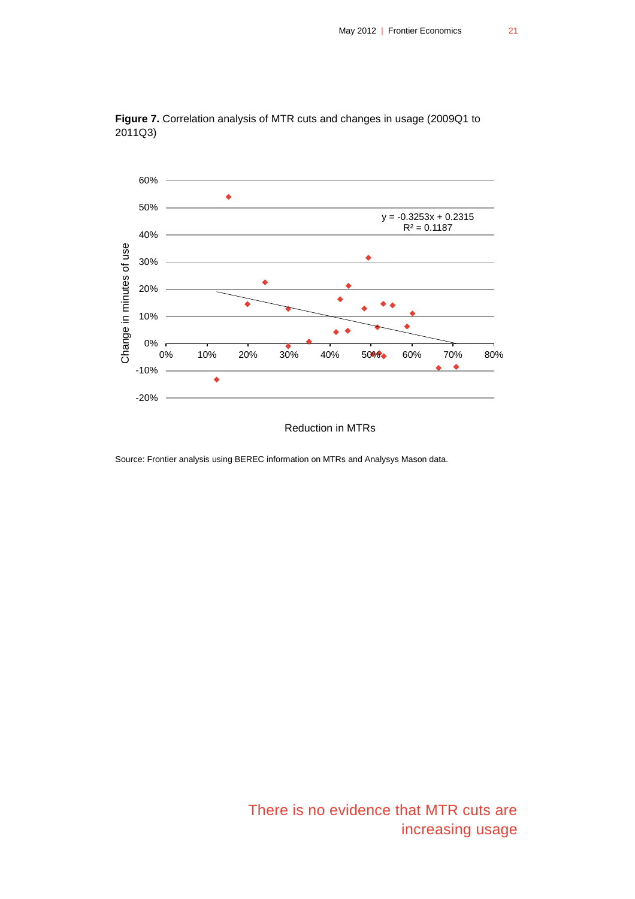**Figure 7.** Correlation analysis of MTR cuts and changes in usage (2009Q1 to 2011Q3)

$y = -0.3253x + 0.2315$

$R^2 = 0.1187$

Change in minutes of use

Reduction in MTRs

Source: Frontier analysis using BEREC information on MTRs and Analysys Mason data.

There is no evidence that MTR cuts are increasing usage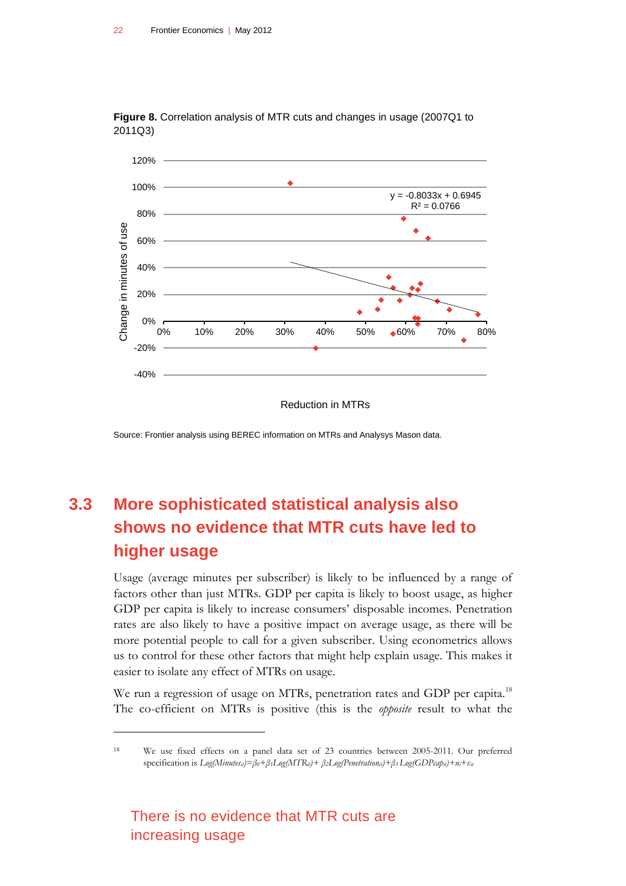**Figure 8.** Correlation analysis of MTR cuts and changes in usage (2007Q1 to 2011Q3)

Source: Frontier analysis using BEREC information on MTRs and Analysys Mason data.

## 3.3 More sophisticated statistical analysis also shows no evidence that MTR cuts have led to higher usage

Usage (average minutes per subscriber) is likely to be influenced by a range of factors other than just MTRs. GDP per capita is likely to boost usage, as higher GDP per capita is likely to increase consumers' disposable incomes. Penetration rates are also likely to have a positive impact on average usage, as there will be more potential people to call for a given subscriber. Using econometrics allows us to control for these other factors that might help explain usage. This makes it easier to isolate any effect of MTRs on usage.

We run a regression of usage on MTRs, penetration rates and GDP per capita.[18] The co-efficient on MTRs is positive (this is the *opposite* result to what the

There is no evidence that MTR cuts are increasing usage

[18] We use fixed effects on a panel data set of 23 countries between 2005-2011. Our preferred specification is $Log(Minutes_{it})=\beta_0+\beta_1 Log(MTR_{it})+\beta_2 Log(Penetration_{it})+\beta_3 Log(GDPcap_{it})+u_i+\varepsilon_{it}$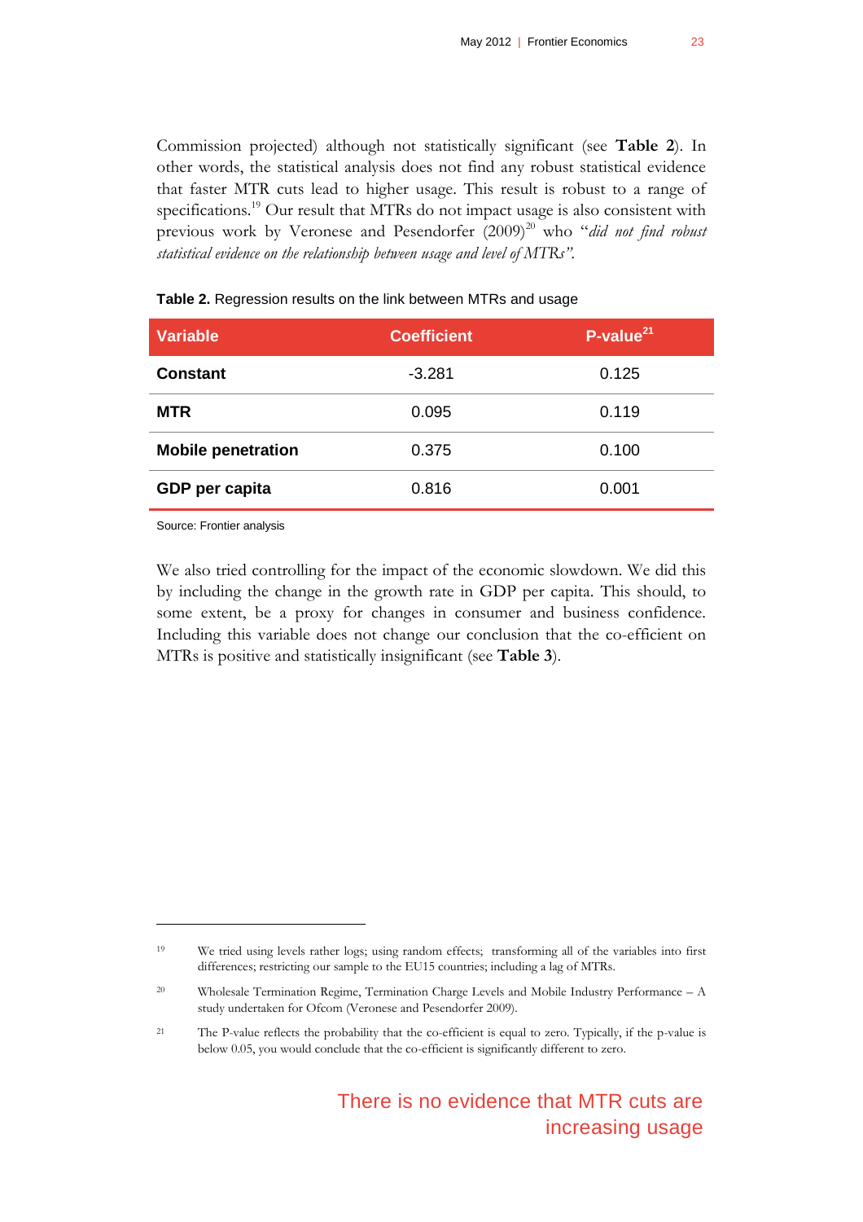Commission projected) although not statistically significant (see **Table 2**). In other words, the statistical analysis does not find any robust statistical evidence that faster MTR cuts lead to higher usage. This result is robust to a range of specifications.[19] Our result that MTRs do not impact usage is also consistent with previous work by Veronese and Pesendorfer (2009)[20] who "*did not find robust statistical evidence on the relationship between usage and level of MTRs".*

**Table 2.** Regression results on the link between MTRs and usage

| Variable | Coefficient | P-value[21] |
|---|---|---|
| **Constant** | -3.281 | 0.125 |
| **MTR** | 0.095 | 0.119 |
| **Mobile penetration** | 0.375 | 0.100 |
| **GDP per capita** | 0.816 | 0.001 |

Source: Frontier analysis

We also tried controlling for the impact of the economic slowdown. We did this by including the change in the growth rate in GDP per capita. This should, to some extent, be a proxy for changes in consumer and business confidence. Including this variable does not change our conclusion that the co-efficient on MTRs is positive and statistically insignificant (see **Table 3**).

---

[19] We tried using levels rather logs; using random effects; transforming all of the variables into first differences; restricting our sample to the EU15 countries; including a lag of MTRs.

[20] Wholesale Termination Regime, Termination Charge Levels and Mobile Industry Performance – A study undertaken for Ofcom (Veronese and Pesendorfer 2009).

[21] The P-value reflects the probability that the co-efficient is equal to zero. Typically, if the p-value is below 0.05, you would conclude that the co-efficient is significantly different to zero.

There is no evidence that MTR cuts are increasing usage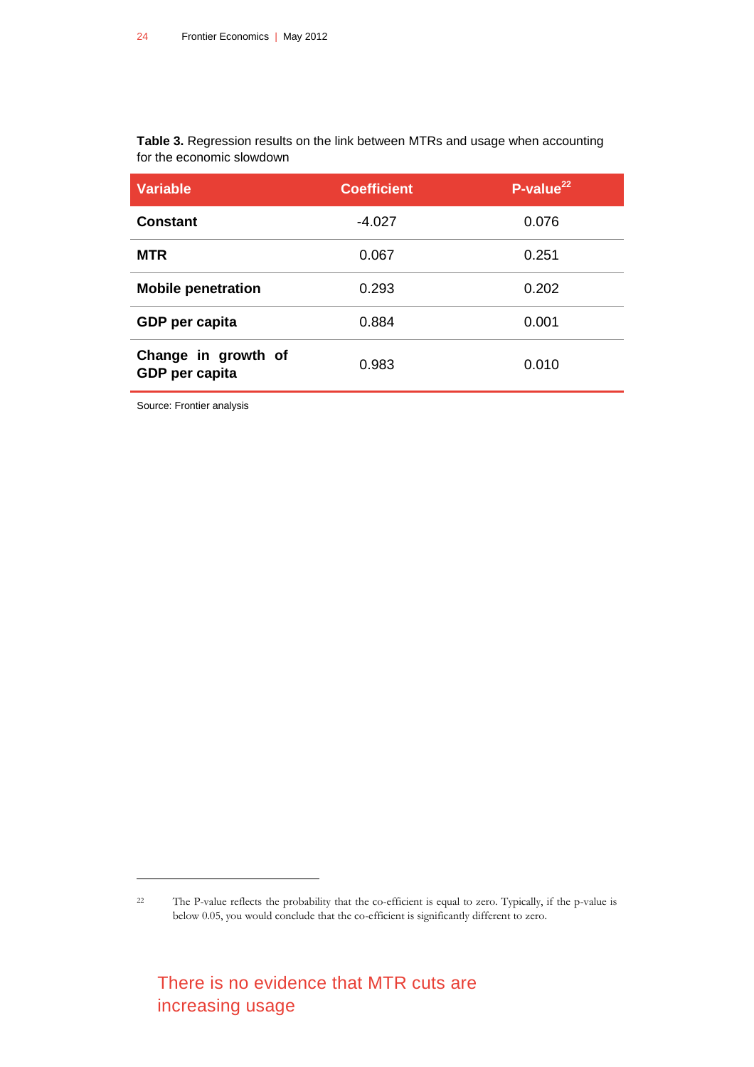**Table 3.** Regression results on the link between MTRs and usage when accounting for the economic slowdown

| Variable | Coefficient | P-value[22] |
|---|---|---|
| **Constant** | -4.027 | 0.076 |
| **MTR** | 0.067 | 0.251 |
| **Mobile penetration** | 0.293 | 0.202 |
| **GDP per capita** | 0.884 | 0.001 |
| **Change in growth of GDP per capita** | 0.983 | 0.010 |

Source: Frontier analysis

## There is no evidence that MTR cuts are increasing usage

---

[22] The P-value reflects the probability that the co-efficient is equal to zero. Typically, if the p-value is below 0.05, you would conclude that the co-efficient is significantly different to zero.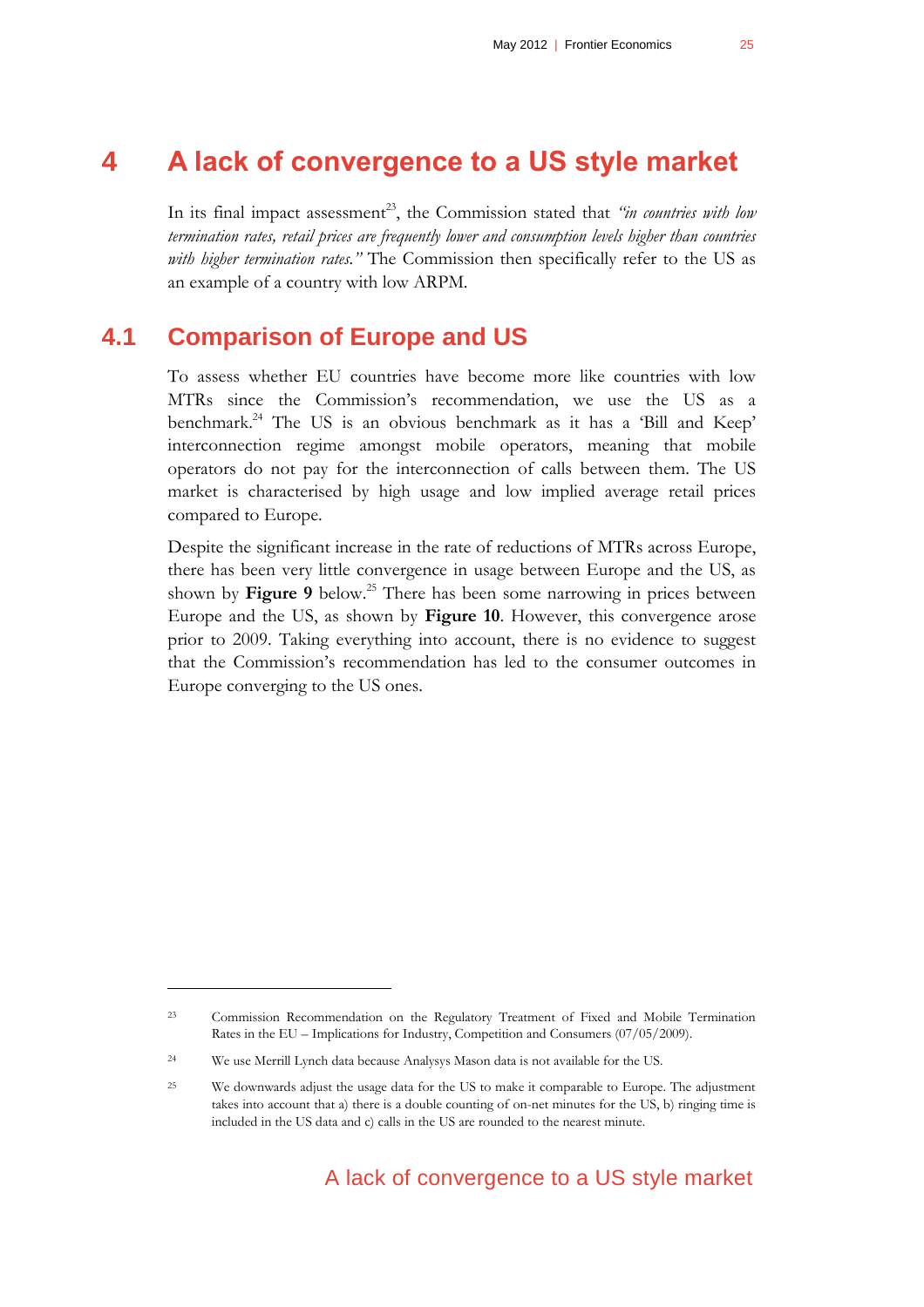# 4 A lack of convergence to a US style market

In its final impact assessment[23], the Commission stated that *"in countries with low termination rates, retail prices are frequently lower and consumption levels higher than countries with higher termination rates."* The Commission then specifically refer to the US as an example of a country with low ARPM.

## 4.1 Comparison of Europe and US

To assess whether EU countries have become more like countries with low MTRs since the Commission's recommendation, we use the US as a benchmark.[24] The US is an obvious benchmark as it has a 'Bill and Keep' interconnection regime amongst mobile operators, meaning that mobile operators do not pay for the interconnection of calls between them. The US market is characterised by high usage and low implied average retail prices compared to Europe.

Despite the significant increase in the rate of reductions of MTRs across Europe, there has been very little convergence in usage between Europe and the US, as shown by **Figure 9** below.[25] There has been some narrowing in prices between Europe and the US, as shown by **Figure 10**. However, this convergence arose prior to 2009. Taking everything into account, there is no evidence to suggest that the Commission's recommendation has led to the consumer outcomes in Europe converging to the US ones.

---

[23] Commission Recommendation on the Regulatory Treatment of Fixed and Mobile Termination Rates in the EU – Implications for Industry, Competition and Consumers (07/05/2009).

[24] We use Merrill Lynch data because Analysys Mason data is not available for the US.

[25] We downwards adjust the usage data for the US to make it comparable to Europe. The adjustment takes into account that a) there is a double counting of on-net minutes for the US, b) ringing time is included in the US data and c) calls in the US are rounded to the nearest minute.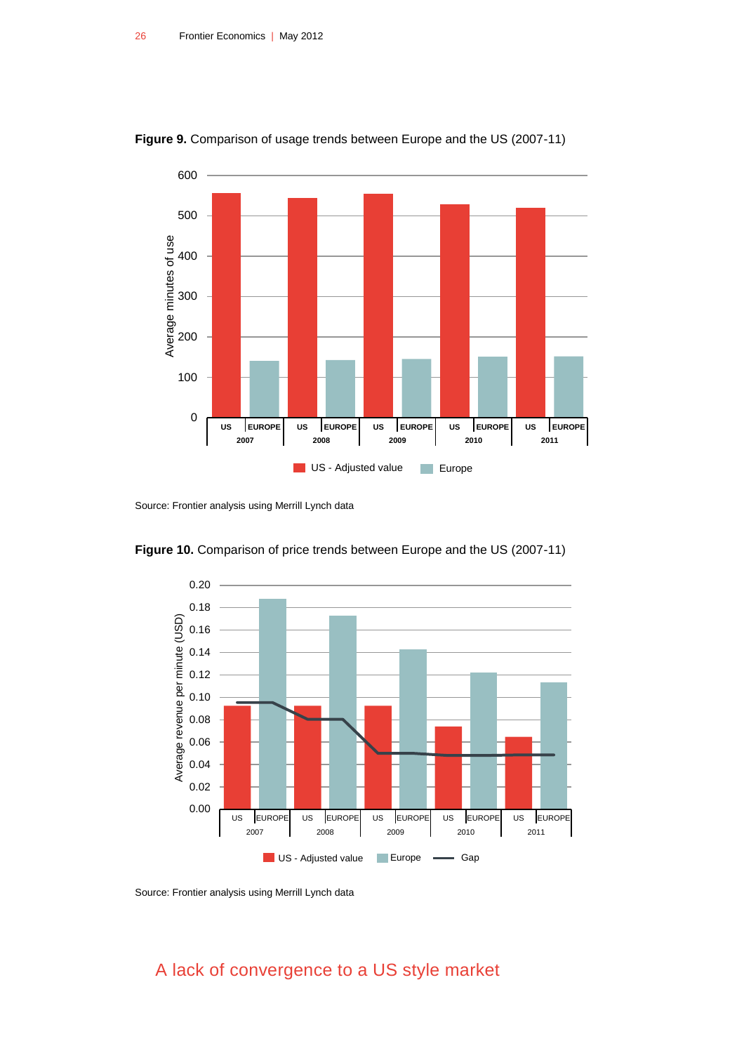**Figure 9.** Comparison of usage trends between Europe and the US (2007-11)

Source: Frontier analysis using Merrill Lynch data

**Figure 10.** Comparison of price trends between Europe and the US (2007-11)

Source: Frontier analysis using Merrill Lynch data

## A lack of convergence to a US style market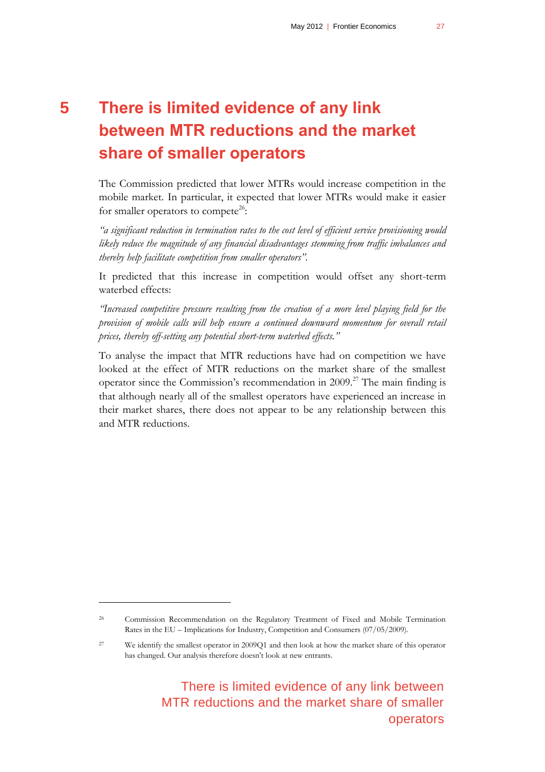# 5 There is limited evidence of any link between MTR reductions and the market share of smaller operators

The Commission predicted that lower MTRs would increase competition in the mobile market. In particular, it expected that lower MTRs would make it easier for smaller operators to compete[26]:

*"a significant reduction in termination rates to the cost level of efficient service provisioning would likely reduce the magnitude of any financial disadvantages stemming from traffic imbalances and thereby help facilitate competition from smaller operators".*

It predicted that this increase in competition would offset any short-term waterbed effects:

*"Increased competitive pressure resulting from the creation of a more level playing field for the provision of mobile calls will help ensure a continued downward momentum for overall retail prices, thereby off-setting any potential short-term waterbed effects."*

To analyse the impact that MTR reductions have had on competition we have looked at the effect of MTR reductions on the market share of the smallest operator since the Commission's recommendation in 2009.[27] The main finding is that although nearly all of the smallest operators have experienced an increase in their market shares, there does not appear to be any relationship between this and MTR reductions.

---

[26] Commission Recommendation on the Regulatory Treatment of Fixed and Mobile Termination Rates in the EU – Implications for Industry, Competition and Consumers (07/05/2009).

[27] We identify the smallest operator in 2009Q1 and then look at how the market share of this operator has changed. Our analysis therefore doesn't look at new entrants.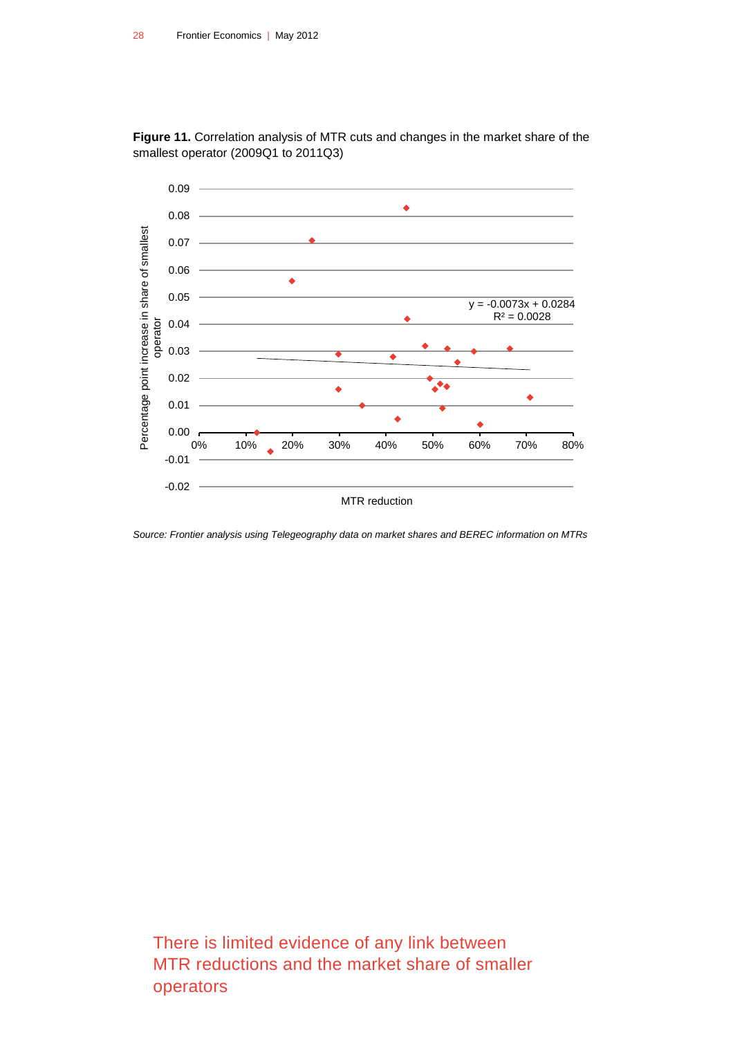**Figure 11.** Correlation analysis of MTR cuts and changes in the market share of the smallest operator (2009Q1 to 2011Q3)

*Source: Frontier analysis using Telegeography data on market shares and BEREC information on MTRs*

There is limited evidence of any link between MTR reductions and the market share of smaller operators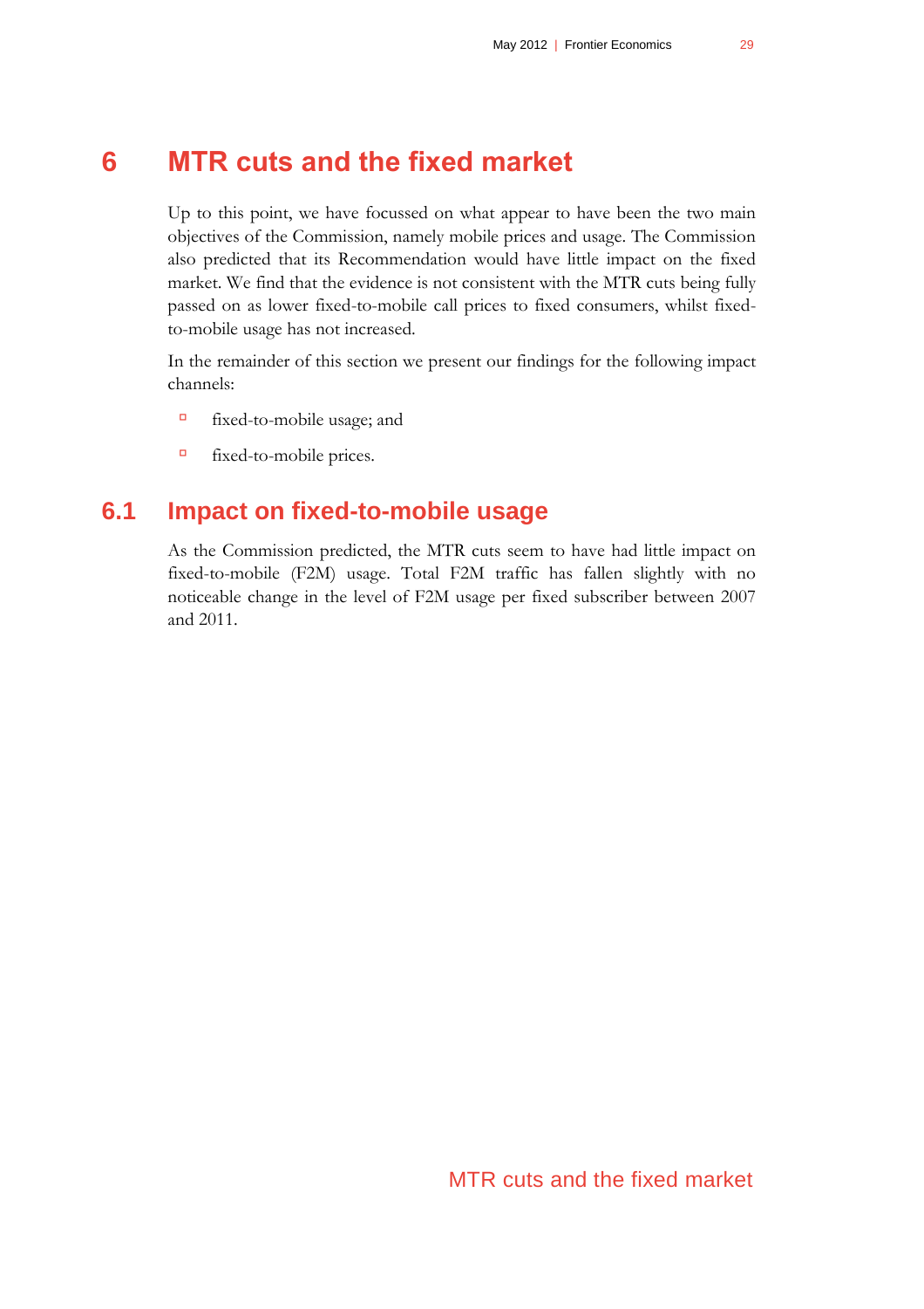# 6 MTR cuts and the fixed market

Up to this point, we have focussed on what appear to have been the two main objectives of the Commission, namely mobile prices and usage. The Commission also predicted that its Recommendation would have little impact on the fixed market. We find that the evidence is not consistent with the MTR cuts being fully passed on as lower fixed-to-mobile call prices to fixed consumers, whilst fixed-to-mobile usage has not increased.

In the remainder of this section we present our findings for the following impact channels:

- fixed-to-mobile usage; and
- fixed-to-mobile prices.

## 6.1 Impact on fixed-to-mobile usage

As the Commission predicted, the MTR cuts seem to have had little impact on fixed-to-mobile (F2M) usage. Total F2M traffic has fallen slightly with no noticeable change in the level of F2M usage per fixed subscriber between 2007 and 2011.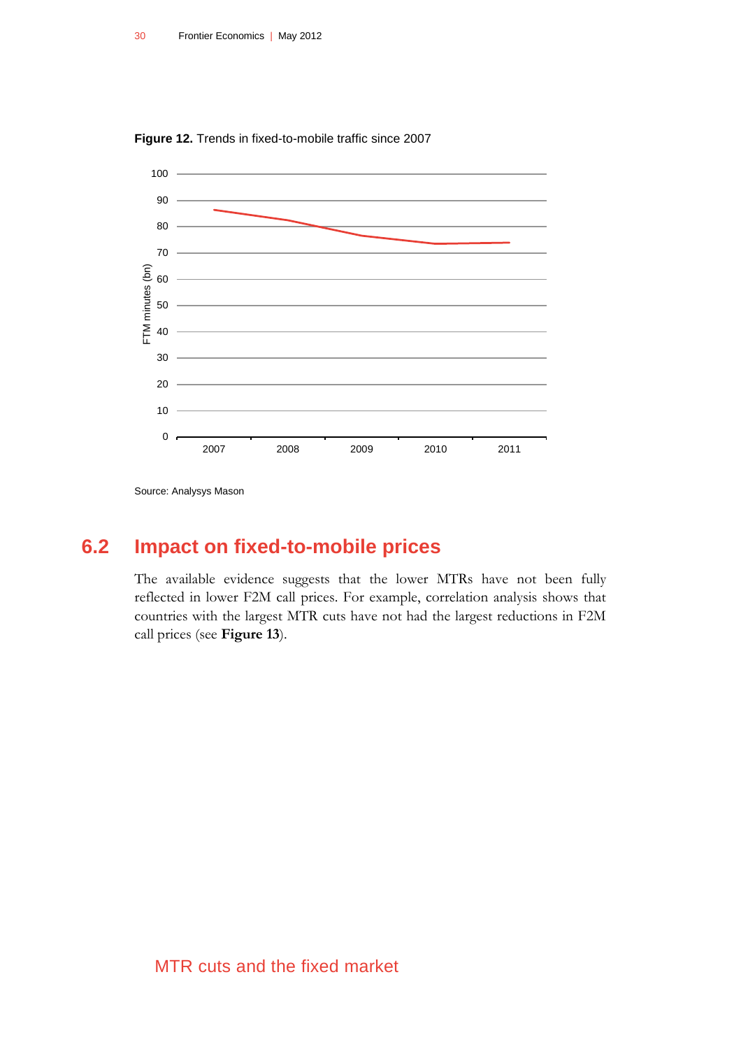**Figure 12.** Trends in fixed-to-mobile traffic since 2007

Source: Analysys Mason

## 6.2 Impact on fixed-to-mobile prices

The available evidence suggests that the lower MTRs have not been fully reflected in lower F2M call prices. For example, correlation analysis shows that countries with the largest MTR cuts have not had the largest reductions in F2M call prices (see **Figure 13**).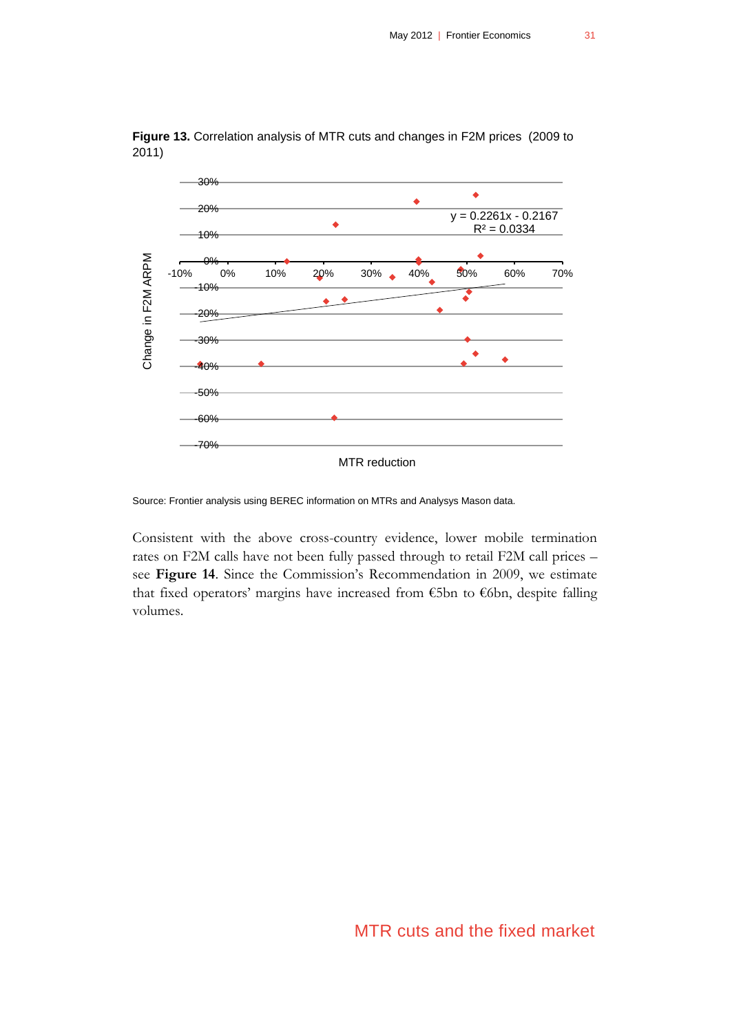**Figure 13.** Correlation analysis of MTR cuts and changes in F2M prices (2009 to 2011)

Source: Frontier analysis using BEREC information on MTRs and Analysys Mason data.

Consistent with the above cross-country evidence, lower mobile termination rates on F2M calls have not been fully passed through to retail F2M call prices – see **Figure 14**. Since the Commission's Recommendation in 2009, we estimate that fixed operators' margins have increased from €5bn to €6bn, despite falling volumes.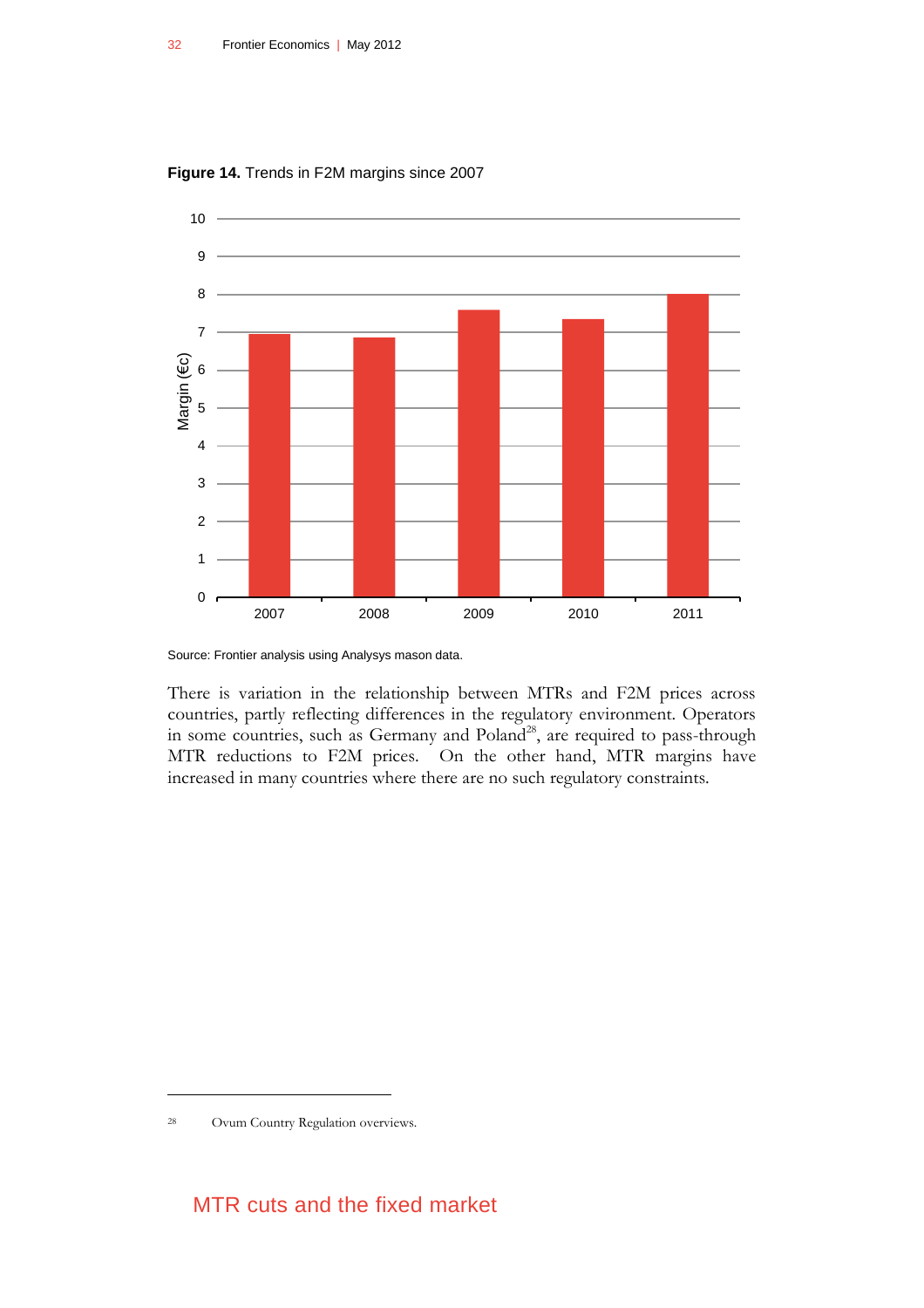**Figure 14.** Trends in F2M margins since 2007

Source: Frontier analysis using Analysys mason data.

There is variation in the relationship between MTRs and F2M prices across countries, partly reflecting differences in the regulatory environment. Operators in some countries, such as Germany and Poland[28], are required to pass-through MTR reductions to F2M prices. On the other hand, MTR margins have increased in many countries where there are no such regulatory constraints.

[28] Ovum Country Regulation overviews.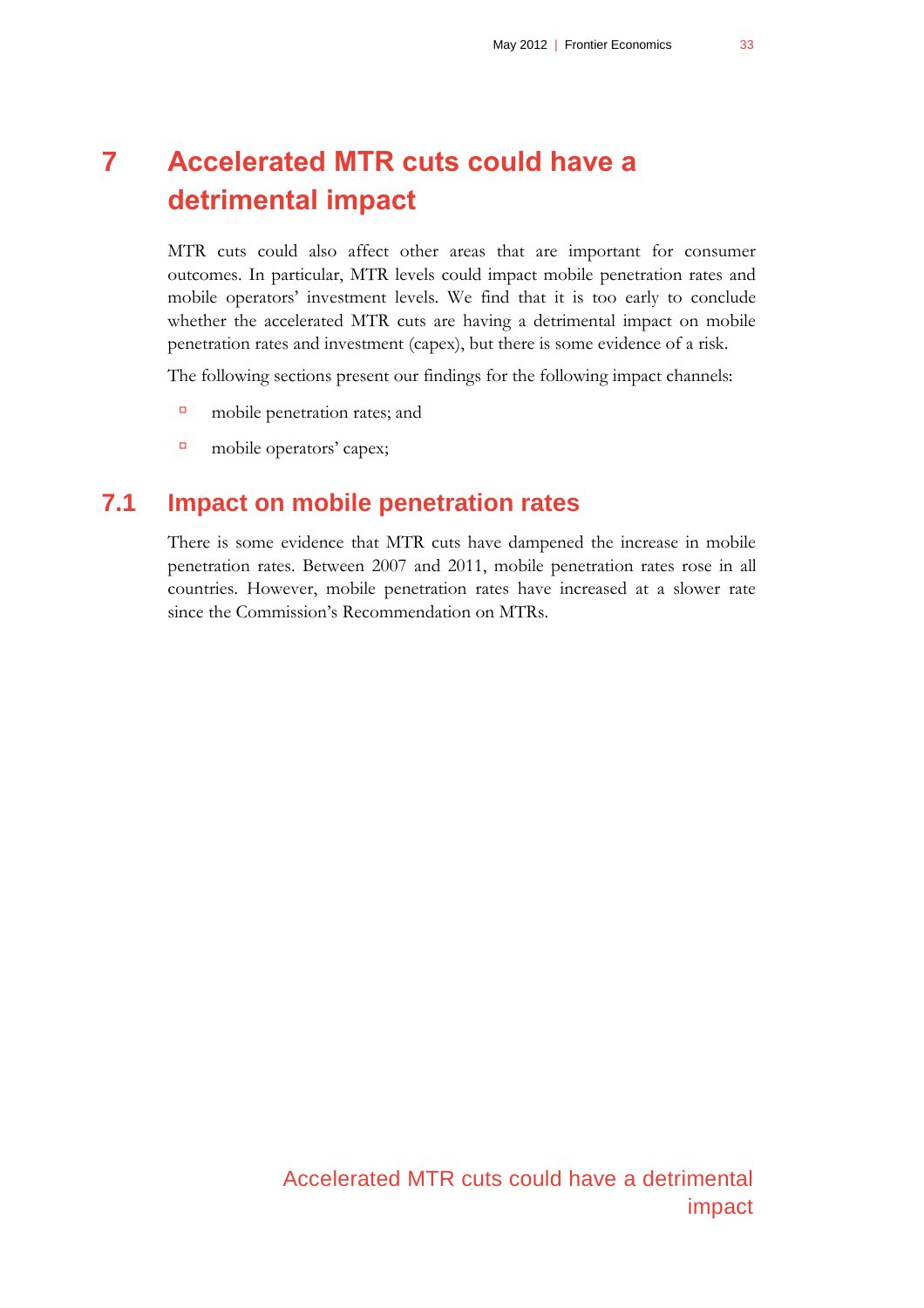# 7 Accelerated MTR cuts could have a detrimental impact

MTR cuts could also affect other areas that are important for consumer outcomes. In particular, MTR levels could impact mobile penetration rates and mobile operators' investment levels. We find that it is too early to conclude whether the accelerated MTR cuts are having a detrimental impact on mobile penetration rates and investment (capex), but there is some evidence of a risk.

The following sections present our findings for the following impact channels:

- mobile penetration rates; and
- mobile operators' capex;

## 7.1 Impact on mobile penetration rates

There is some evidence that MTR cuts have dampened the increase in mobile penetration rates. Between 2007 and 2011, mobile penetration rates rose in all countries. However, mobile penetration rates have increased at a slower rate since the Commission's Recommendation on MTRs.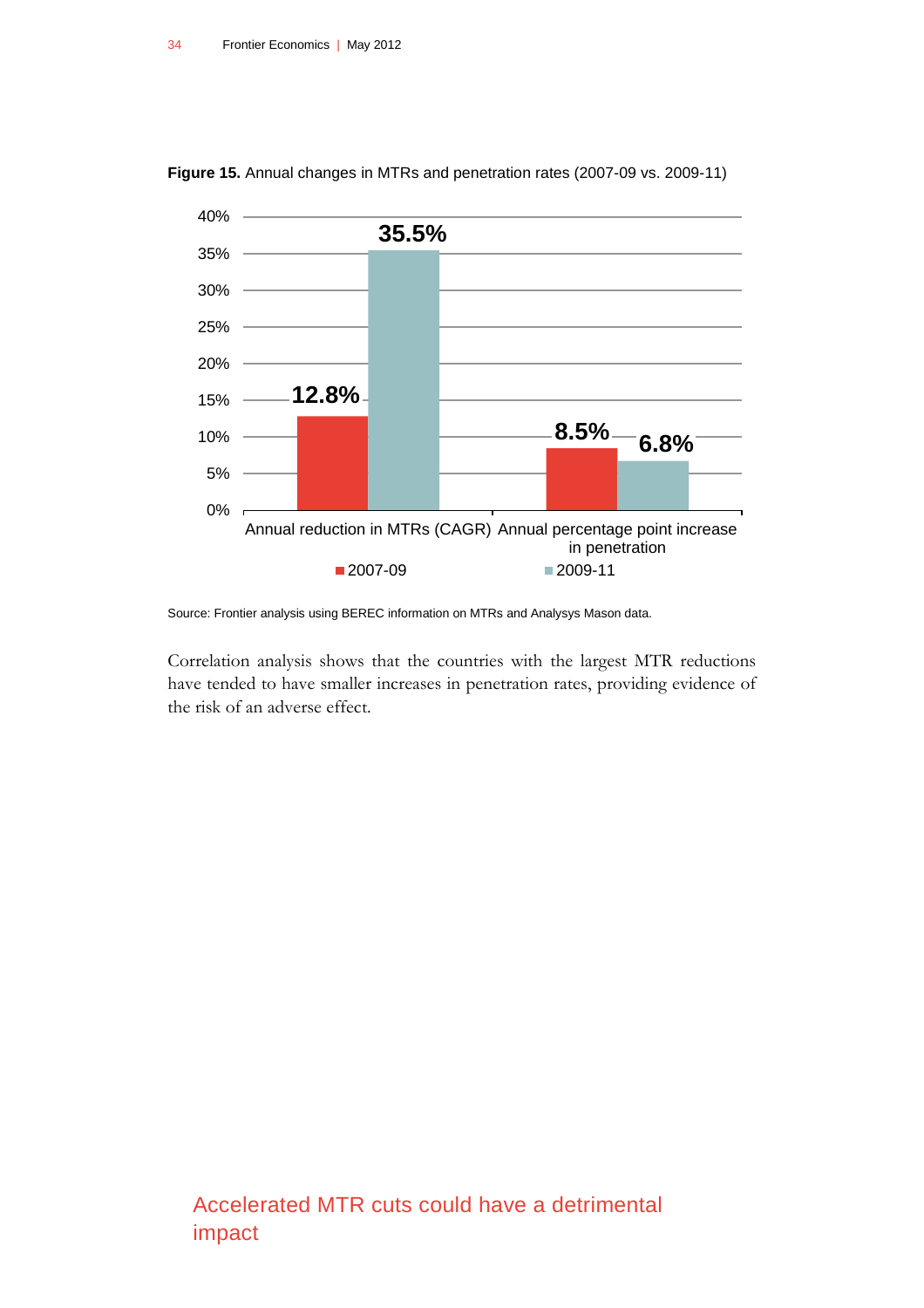**Figure 15.** Annual changes in MTRs and penetration rates (2007-09 vs. 2009-11)

| | 2007-09 | 2009-11 |
|---|---|---|
| Annual reduction in MTRs (CAGR) | 12.8% | 35.5% |
| Annual percentage point increase in penetration | 8.5% | 6.8% |

Source: Frontier analysis using BEREC information on MTRs and Analysys Mason data.

Correlation analysis shows that the countries with the largest MTR reductions have tended to have smaller increases in penetration rates, providing evidence of the risk of an adverse effect.

Accelerated MTR cuts could have a detrimental impact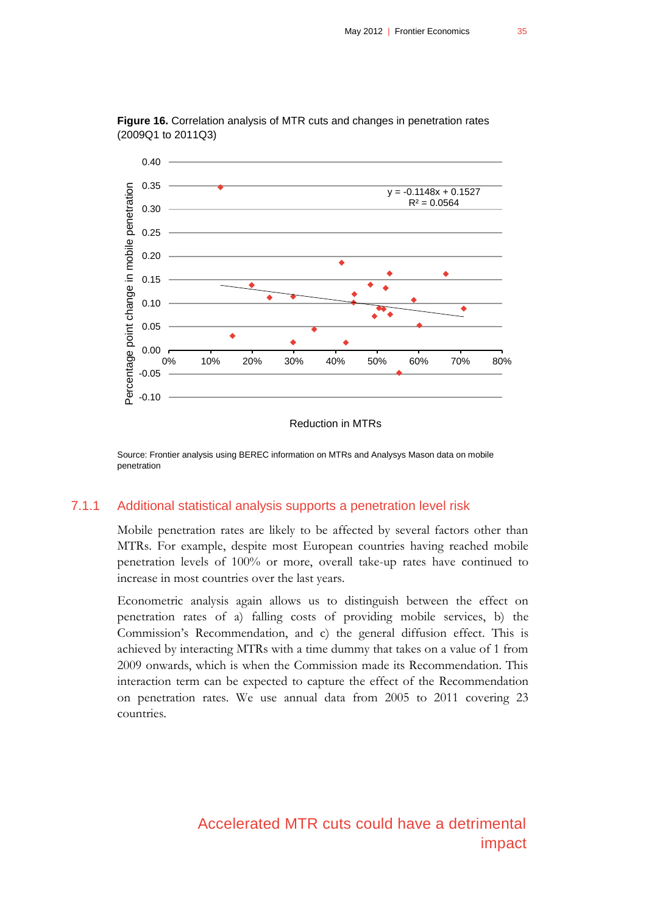**Figure 16.** Correlation analysis of MTR cuts and changes in penetration rates (2009Q1 to 2011Q3)

Source: Frontier analysis using BEREC information on MTRs and Analysys Mason data on mobile penetration

### 7.1.1 Additional statistical analysis supports a penetration level risk

Mobile penetration rates are likely to be affected by several factors other than MTRs. For example, despite most European countries having reached mobile penetration levels of 100% or more, overall take-up rates have continued to increase in most countries over the last years.

Econometric analysis again allows us to distinguish between the effect on penetration rates of a) falling costs of providing mobile services, b) the Commission's Recommendation, and c) the general diffusion effect. This is achieved by interacting MTRs with a time dummy that takes on a value of 1 from 2009 onwards, which is when the Commission made its Recommendation. This interaction term can be expected to capture the effect of the Recommendation on penetration rates. We use annual data from 2005 to 2011 covering 23 countries.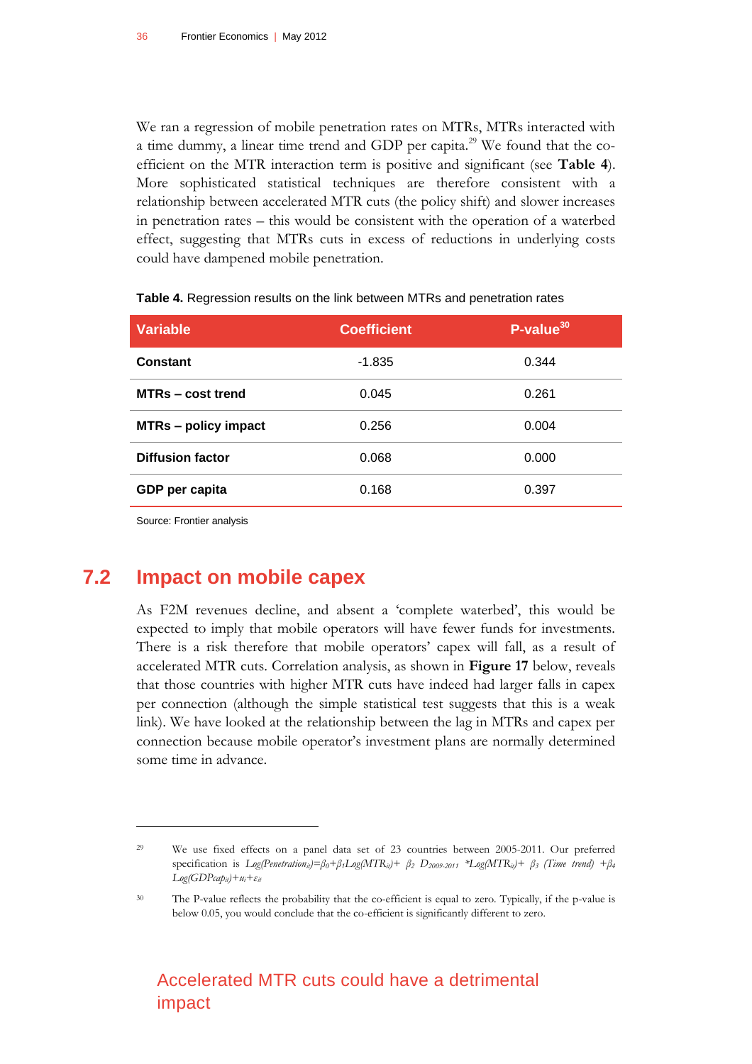We ran a regression of mobile penetration rates on MTRs, MTRs interacted with a time dummy, a linear time trend and GDP per capita.[29] We found that the co-efficient on the MTR interaction term is positive and significant (see **Table 4**). More sophisticated statistical techniques are therefore consistent with a relationship between accelerated MTR cuts (the policy shift) and slower increases in penetration rates – this would be consistent with the operation of a waterbed effect, suggesting that MTRs cuts in excess of reductions in underlying costs could have dampened mobile penetration.

**Table 4.** Regression results on the link between MTRs and penetration rates

| Variable | Coefficient | P-value[30] |
|---|---|---|
| **Constant** | -1.835 | 0.344 |
| **MTRs – cost trend** | 0.045 | 0.261 |
| **MTRs – policy impact** | 0.256 | 0.004 |
| **Diffusion factor** | 0.068 | 0.000 |
| **GDP per capita** | 0.168 | 0.397 |

Source: Frontier analysis

## 7.2 Impact on mobile capex

**Accelerated MTR cuts could have a detrimental impact**

As F2M revenues decline, and absent a 'complete waterbed', this would be expected to imply that mobile operators will have fewer funds for investments. There is a risk therefore that mobile operators' capex will fall, as a result of accelerated MTR cuts. Correlation analysis, as shown in **Figure 17** below, reveals that those countries with higher MTR cuts have indeed had larger falls in capex per connection (although the simple statistical test suggests that this is a weak link). We have looked at the relationship between the lag in MTRs and capex per connection because mobile operator's investment plans are normally determined some time in advance.

---

[29] We use fixed effects on a panel data set of 23 countries between 2005-2011. Our preferred specification is $Log(Penetration_{it})=\beta_0+\beta_1 Log(MTR_{it})+\ \beta_2\ D_{2009\text{-}2011}\ {}^*Log(MTR_{it})+\ \beta_3\ (Time\ trend)\ +\beta_4\ Log(GDPcap_{it})+u_i+\varepsilon_{it}$

[30] The P-value reflects the probability that the co-efficient is equal to zero. Typically, if the p-value is below 0.05, you would conclude that the co-efficient is significantly different to zero.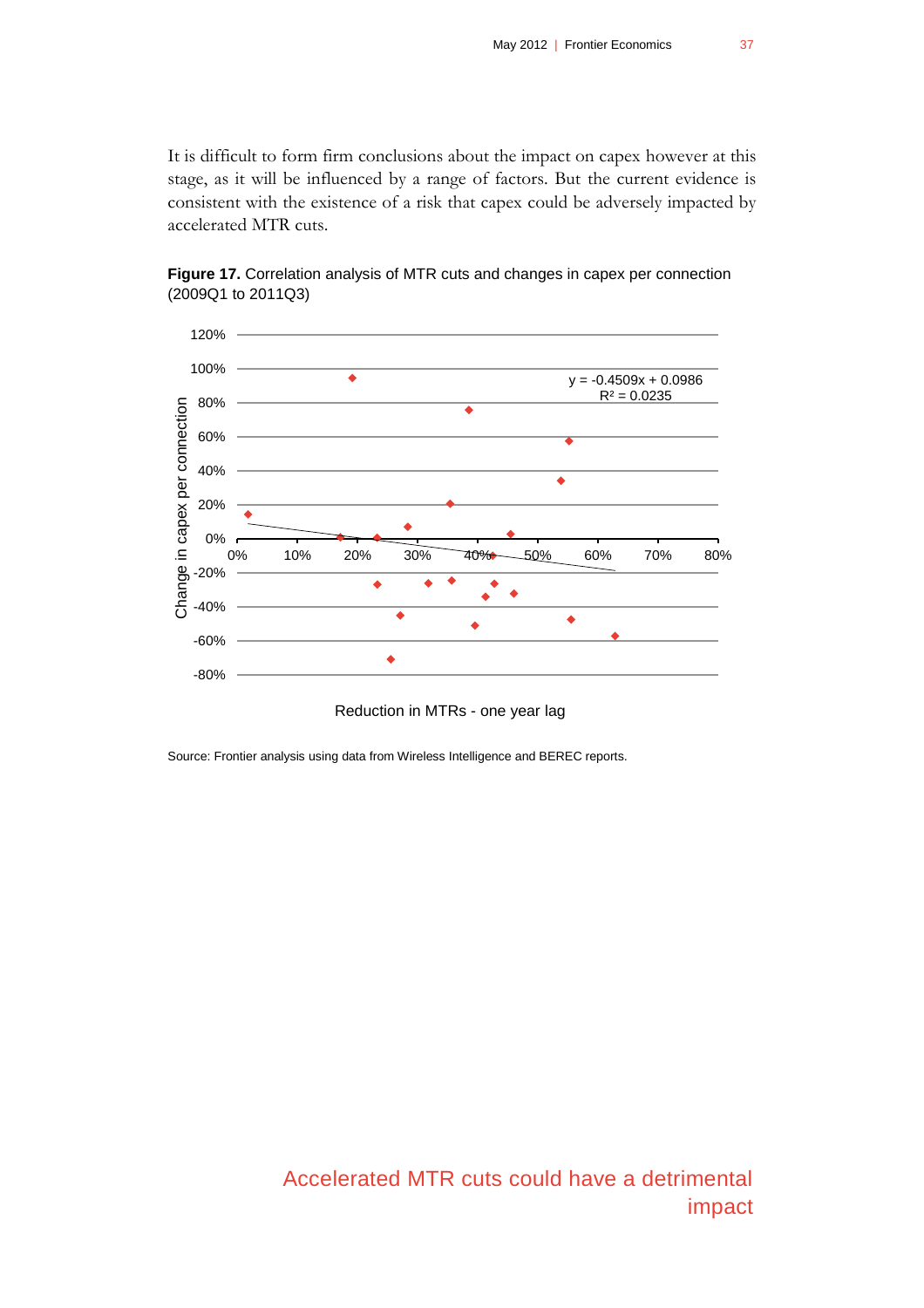It is difficult to form firm conclusions about the impact on capex however at this stage, as it will be influenced by a range of factors. But the current evidence is consistent with the existence of a risk that capex could be adversely impacted by accelerated MTR cuts.

**Figure 17.** Correlation analysis of MTR cuts and changes in capex per connection (2009Q1 to 2011Q3)

$y = -0.4509x + 0.0986$
$R^2 = 0.0235$

Source: Frontier analysis using data from Wireless Intelligence and BEREC reports.

Accelerated MTR cuts could have a detrimental impact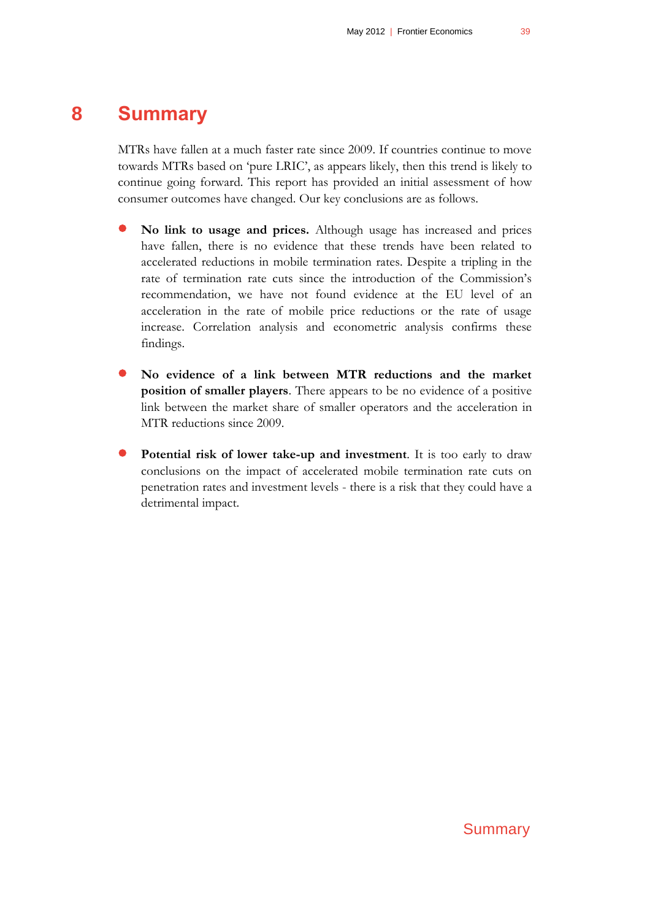# 8 Summary

MTRs have fallen at a much faster rate since 2009. If countries continue to move towards MTRs based on 'pure LRIC', as appears likely, then this trend is likely to continue going forward. This report has provided an initial assessment of how consumer outcomes have changed. Our key conclusions are as follows.

- **No link to usage and prices.** Although usage has increased and prices have fallen, there is no evidence that these trends have been related to accelerated reductions in mobile termination rates. Despite a tripling in the rate of termination rate cuts since the introduction of the Commission's recommendation, we have not found evidence at the EU level of an acceleration in the rate of mobile price reductions or the rate of usage increase. Correlation analysis and econometric analysis confirms these findings.

- **No evidence of a link between MTR reductions and the market position of smaller players**. There appears to be no evidence of a positive link between the market share of smaller operators and the acceleration in MTR reductions since 2009.

- **Potential risk of lower take-up and investment**. It is too early to draw conclusions on the impact of accelerated mobile termination rate cuts on penetration rates and investment levels - there is a risk that they could have a detrimental impact.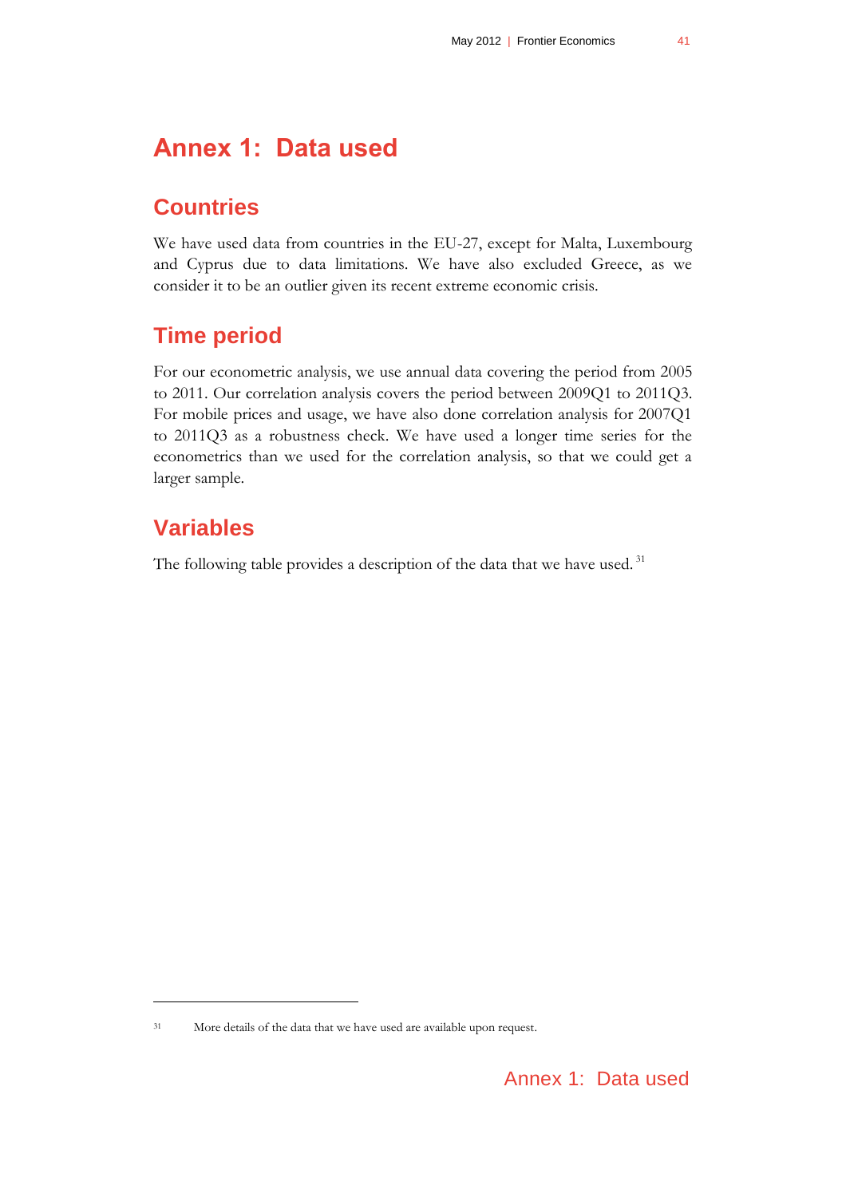# Annex 1: Data used

## Countries

We have used data from countries in the EU-27, except for Malta, Luxembourg and Cyprus due to data limitations. We have also excluded Greece, as we consider it to be an outlier given its recent extreme economic crisis.

## Time period

For our econometric analysis, we use annual data covering the period from 2005 to 2011. Our correlation analysis covers the period between 2009Q1 to 2011Q3. For mobile prices and usage, we have also done correlation analysis for 2007Q1 to 2011Q3 as a robustness check. We have used a longer time series for the econometrics than we used for the correlation analysis, so that we could get a larger sample.

## Variables

The following table provides a description of the data that we have used. [31]

[31] More details of the data that we have used are available upon request.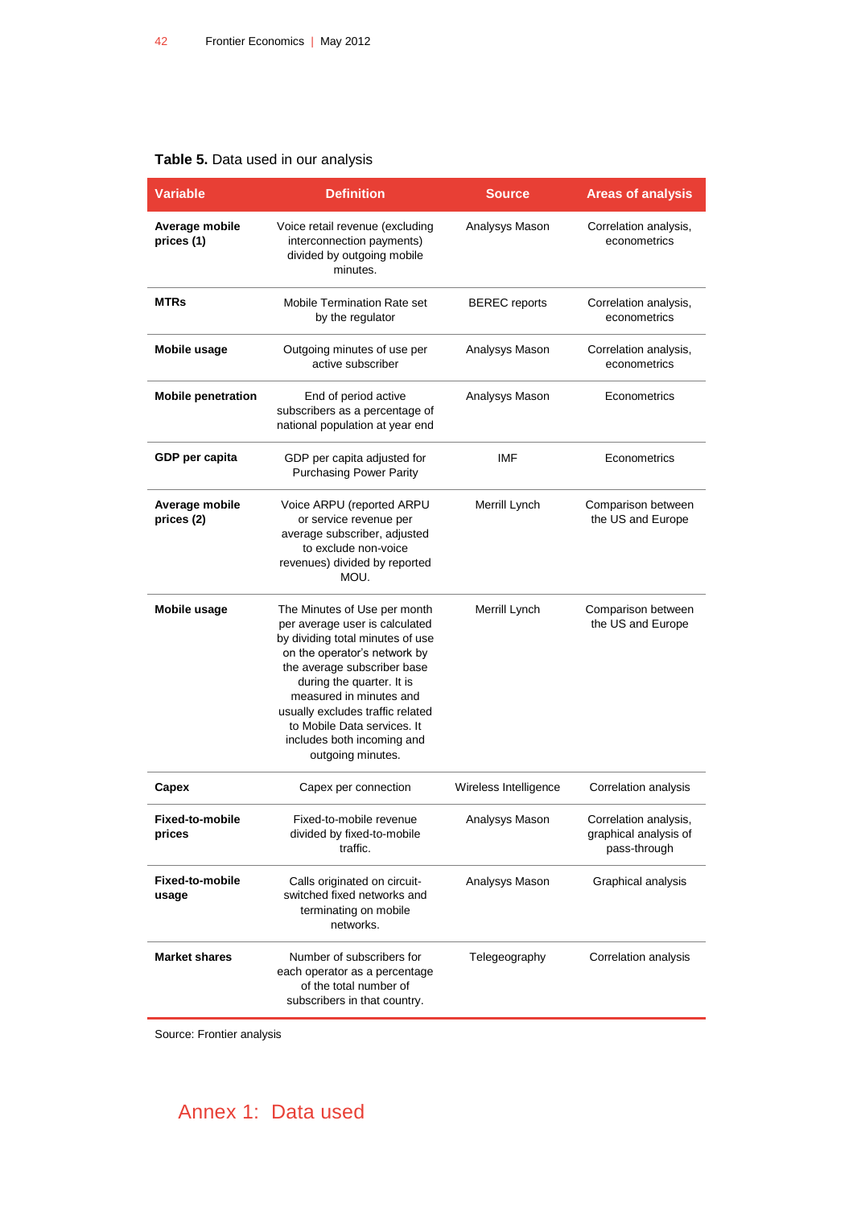**Table 5.** Data used in our analysis

| Variable | Definition | Source | Areas of analysis |
|---|---|---|---|
| **Average mobile prices (1)** | Voice retail revenue (excluding interconnection payments) divided by outgoing mobile minutes. | Analysys Mason | Correlation analysis, econometrics |
| **MTRs** | Mobile Termination Rate set by the regulator | BEREC reports | Correlation analysis, econometrics |
| **Mobile usage** | Outgoing minutes of use per active subscriber | Analysys Mason | Correlation analysis, econometrics |
| **Mobile penetration** | End of period active subscribers as a percentage of national population at year end | Analysys Mason | Econometrics |
| **GDP per capita** | GDP per capita adjusted for Purchasing Power Parity | IMF | Econometrics |
| **Average mobile prices (2)** | Voice ARPU (reported ARPU or service revenue per average subscriber, adjusted to exclude non-voice revenues) divided by reported MOU. | Merrill Lynch | Comparison between the US and Europe |
| **Mobile usage** | The Minutes of Use per month per average user is calculated by dividing total minutes of use on the operator's network by the average subscriber base during the quarter. It is measured in minutes and usually excludes traffic related to Mobile Data services. It includes both incoming and outgoing minutes. | Merrill Lynch | Comparison between the US and Europe |
| **Capex** | Capex per connection | Wireless Intelligence | Correlation analysis |
| **Fixed-to-mobile prices** | Fixed-to-mobile revenue divided by fixed-to-mobile traffic. | Analysys Mason | Correlation analysis, graphical analysis of pass-through |
| **Fixed-to-mobile usage** | Calls originated on circuit-switched fixed networks and terminating on mobile networks. | Analysys Mason | Graphical analysis |
| **Market shares** | Number of subscribers for each operator as a percentage of the total number of subscribers in that country. | Telegeography | Correlation analysis |

Source: Frontier analysis

# Annex 1: Data used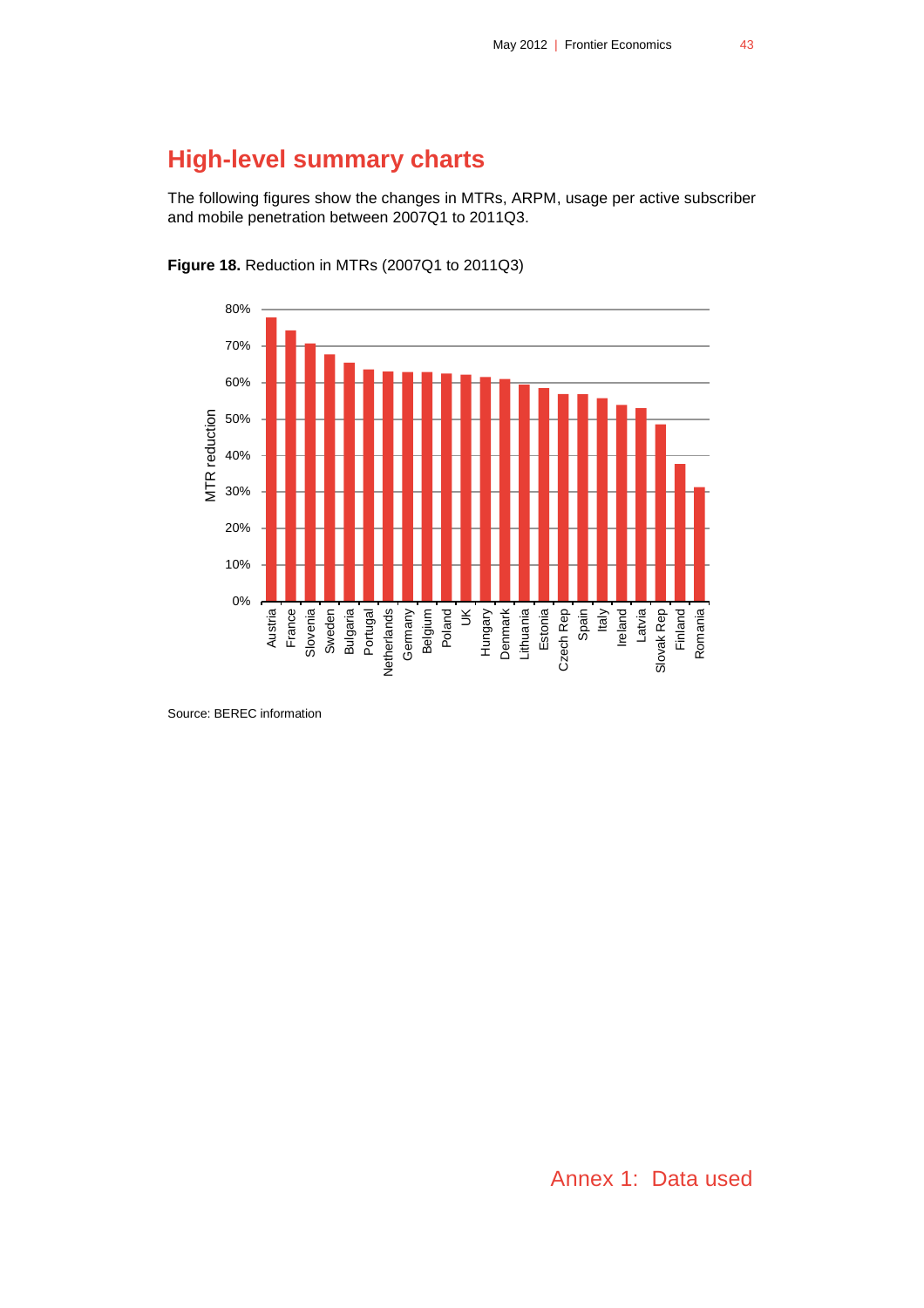## High-level summary charts

The following figures show the changes in MTRs, ARPM, usage per active subscriber and mobile penetration between 2007Q1 to 2011Q3.

**Figure 18.** Reduction in MTRs (2007Q1 to 2011Q3)

Source: BEREC information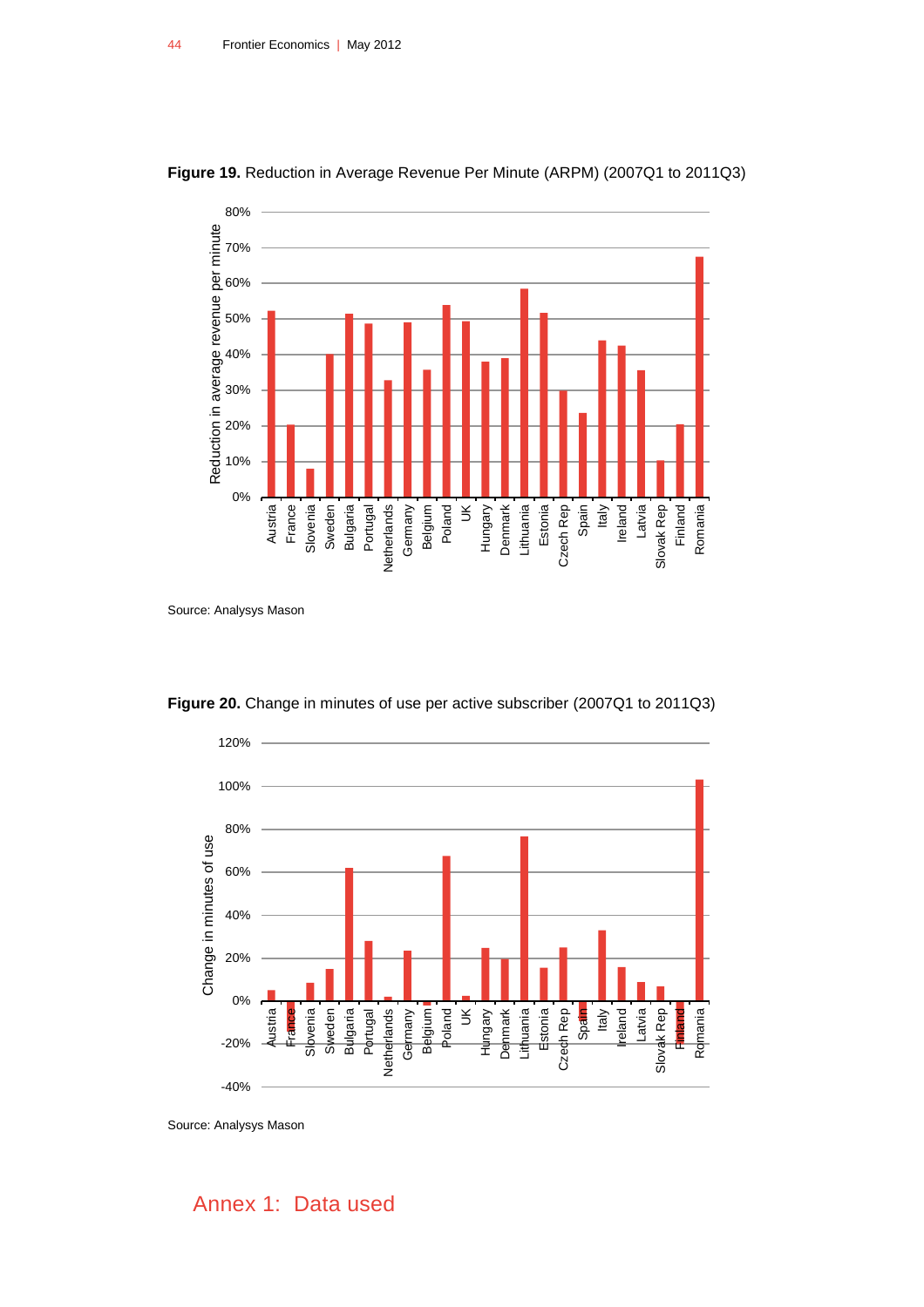**Figure 19.** Reduction in Average Revenue Per Minute (ARPM) (2007Q1 to 2011Q3)

Source: Analysys Mason

**Figure 20.** Change in minutes of use per active subscriber (2007Q1 to 2011Q3)

Source: Analysys Mason

# Annex 1: Data used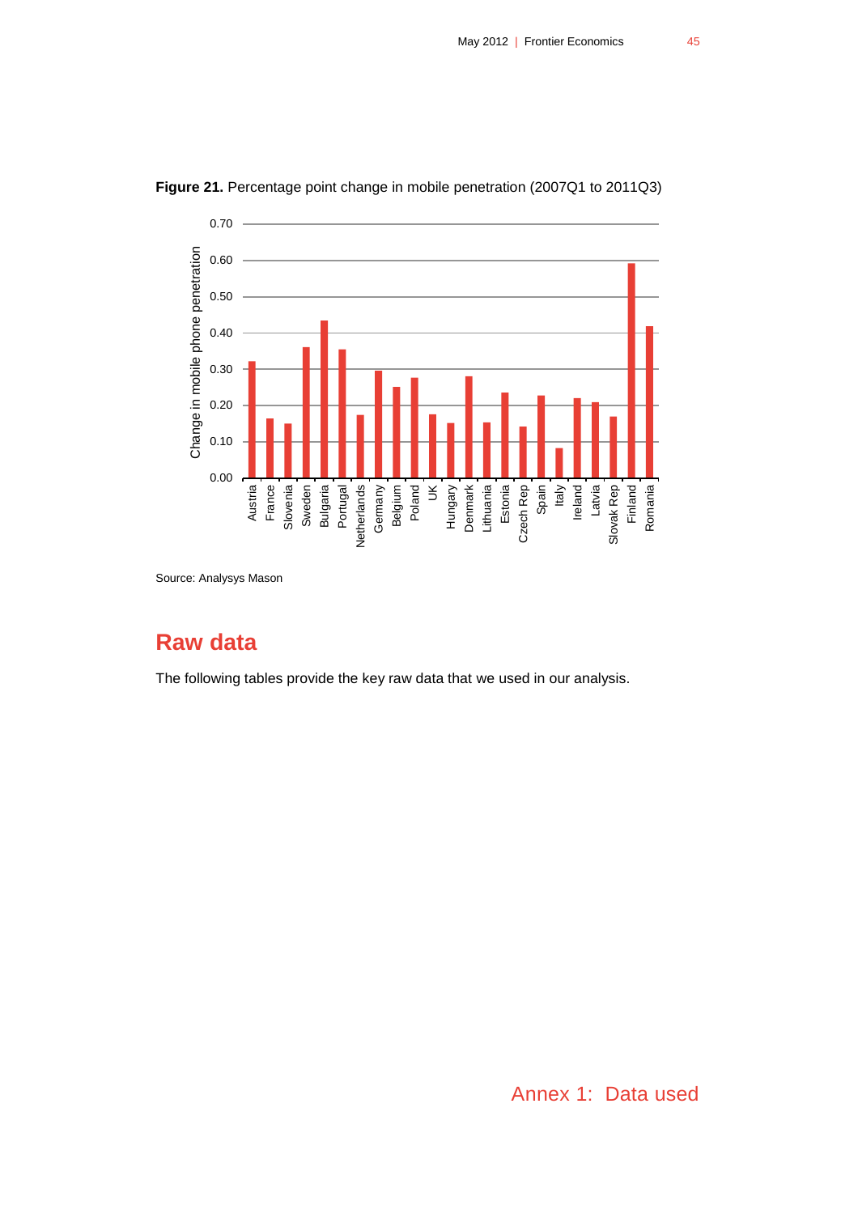**Figure 21.** Percentage point change in mobile penetration (2007Q1 to 2011Q3)

Source: Analysys Mason

## Raw data

The following tables provide the key raw data that we used in our analysis.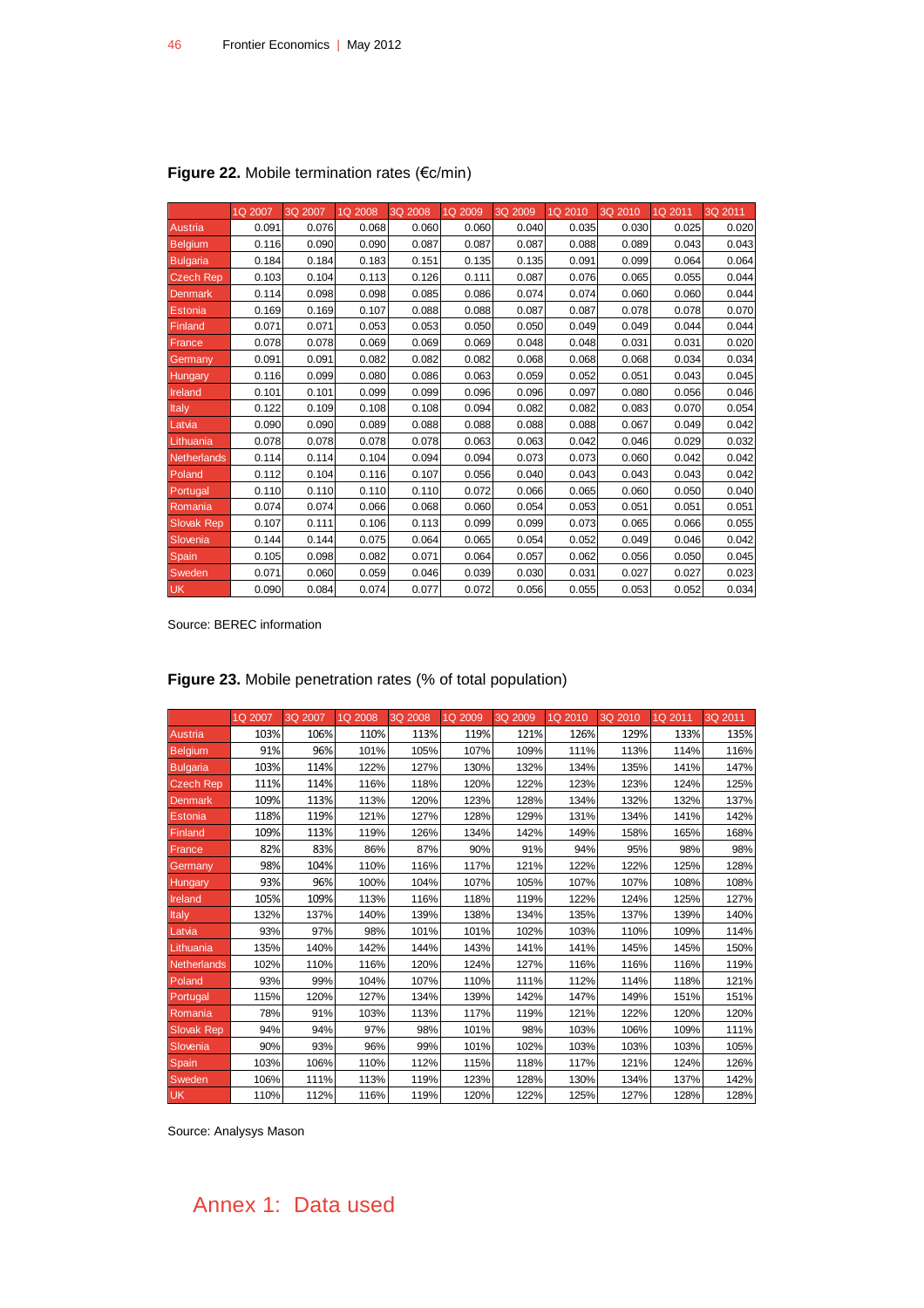**Figure 22.** Mobile termination rates (€c/min)

| | 1Q 2007 | 3Q 2007 | 1Q 2008 | 3Q 2008 | 1Q 2009 | 3Q 2009 | 1Q 2010 | 3Q 2010 | 1Q 2011 | 3Q 2011 |
|---|---|---|---|---|---|---|---|---|---|---|
| Austria | 0.091 | 0.076 | 0.068 | 0.060 | 0.060 | 0.040 | 0.035 | 0.030 | 0.025 | 0.020 |
| Belgium | 0.116 | 0.090 | 0.090 | 0.087 | 0.087 | 0.087 | 0.088 | 0.089 | 0.043 | 0.043 |
| Bulgaria | 0.184 | 0.184 | 0.183 | 0.151 | 0.135 | 0.135 | 0.091 | 0.099 | 0.064 | 0.064 |
| Czech Rep | 0.103 | 0.104 | 0.113 | 0.126 | 0.111 | 0.087 | 0.076 | 0.065 | 0.055 | 0.044 |
| Denmark | 0.114 | 0.098 | 0.098 | 0.085 | 0.086 | 0.074 | 0.074 | 0.060 | 0.060 | 0.044 |
| Estonia | 0.169 | 0.169 | 0.107 | 0.088 | 0.088 | 0.087 | 0.087 | 0.078 | 0.078 | 0.070 |
| Finland | 0.071 | 0.071 | 0.053 | 0.053 | 0.050 | 0.050 | 0.049 | 0.049 | 0.044 | 0.044 |
| France | 0.078 | 0.078 | 0.069 | 0.069 | 0.069 | 0.048 | 0.048 | 0.031 | 0.031 | 0.020 |
| Germany | 0.091 | 0.091 | 0.082 | 0.082 | 0.082 | 0.068 | 0.068 | 0.068 | 0.034 | 0.034 |
| Hungary | 0.116 | 0.099 | 0.080 | 0.086 | 0.063 | 0.059 | 0.052 | 0.051 | 0.043 | 0.045 |
| Ireland | 0.101 | 0.101 | 0.099 | 0.099 | 0.096 | 0.096 | 0.097 | 0.080 | 0.056 | 0.046 |
| Italy | 0.122 | 0.109 | 0.108 | 0.108 | 0.094 | 0.082 | 0.082 | 0.083 | 0.070 | 0.054 |
| Latvia | 0.090 | 0.090 | 0.089 | 0.088 | 0.088 | 0.088 | 0.088 | 0.067 | 0.049 | 0.042 |
| Lithuania | 0.078 | 0.078 | 0.078 | 0.078 | 0.063 | 0.063 | 0.042 | 0.046 | 0.029 | 0.032 |
| Netherlands | 0.114 | 0.114 | 0.104 | 0.094 | 0.094 | 0.073 | 0.073 | 0.060 | 0.042 | 0.042 |
| Poland | 0.112 | 0.104 | 0.116 | 0.107 | 0.056 | 0.040 | 0.043 | 0.043 | 0.043 | 0.042 |
| Portugal | 0.110 | 0.110 | 0.110 | 0.110 | 0.072 | 0.066 | 0.065 | 0.060 | 0.050 | 0.040 |
| Romania | 0.074 | 0.074 | 0.066 | 0.068 | 0.060 | 0.054 | 0.053 | 0.051 | 0.051 | 0.051 |
| Slovak Rep | 0.107 | 0.111 | 0.106 | 0.113 | 0.099 | 0.099 | 0.073 | 0.065 | 0.066 | 0.055 |
| Slovenia | 0.144 | 0.144 | 0.075 | 0.064 | 0.065 | 0.054 | 0.052 | 0.049 | 0.046 | 0.042 |
| Spain | 0.105 | 0.098 | 0.082 | 0.071 | 0.064 | 0.057 | 0.062 | 0.056 | 0.050 | 0.045 |
| Sweden | 0.071 | 0.060 | 0.059 | 0.046 | 0.039 | 0.030 | 0.031 | 0.027 | 0.027 | 0.023 |
| UK | 0.090 | 0.084 | 0.074 | 0.077 | 0.072 | 0.056 | 0.055 | 0.053 | 0.052 | 0.034 |

Source: BEREC information

**Figure 23.** Mobile penetration rates (% of total population)

| | 1Q 2007 | 3Q 2007 | 1Q 2008 | 3Q 2008 | 1Q 2009 | 3Q 2009 | 1Q 2010 | 3Q 2010 | 1Q 2011 | 3Q 2011 |
|---|---|---|---|---|---|---|---|---|---|---|
| Austria | 103% | 106% | 110% | 113% | 119% | 121% | 126% | 129% | 133% | 135% |
| Belgium | 91% | 96% | 101% | 105% | 107% | 109% | 111% | 113% | 114% | 116% |
| Bulgaria | 103% | 114% | 122% | 127% | 130% | 132% | 134% | 135% | 141% | 147% |
| Czech Rep | 111% | 114% | 116% | 118% | 120% | 122% | 123% | 123% | 124% | 125% |
| Denmark | 109% | 113% | 113% | 120% | 123% | 128% | 134% | 132% | 132% | 137% |
| Estonia | 118% | 119% | 121% | 127% | 128% | 129% | 131% | 134% | 141% | 142% |
| Finland | 109% | 113% | 119% | 126% | 134% | 142% | 149% | 158% | 165% | 168% |
| France | 82% | 83% | 86% | 87% | 90% | 91% | 94% | 95% | 98% | 98% |
| Germany | 98% | 104% | 110% | 116% | 117% | 121% | 122% | 122% | 125% | 128% |
| Hungary | 93% | 96% | 100% | 104% | 107% | 105% | 107% | 107% | 108% | 108% |
| Ireland | 105% | 109% | 113% | 116% | 118% | 119% | 122% | 124% | 125% | 127% |
| Italy | 132% | 137% | 140% | 139% | 138% | 134% | 135% | 137% | 139% | 140% |
| Latvia | 93% | 97% | 98% | 101% | 101% | 102% | 103% | 110% | 109% | 114% |
| Lithuania | 135% | 140% | 142% | 144% | 143% | 141% | 141% | 145% | 145% | 150% |
| Netherlands | 102% | 110% | 116% | 120% | 124% | 127% | 116% | 116% | 116% | 119% |
| Poland | 93% | 99% | 104% | 107% | 110% | 111% | 112% | 114% | 118% | 121% |
| Portugal | 115% | 120% | 127% | 134% | 139% | 142% | 147% | 149% | 151% | 151% |
| Romania | 78% | 91% | 103% | 113% | 117% | 119% | 121% | 122% | 120% | 120% |
| Slovak Rep | 94% | 94% | 97% | 98% | 101% | 98% | 103% | 106% | 109% | 111% |
| Slovenia | 90% | 93% | 96% | 99% | 101% | 102% | 103% | 103% | 103% | 105% |
| Spain | 103% | 106% | 110% | 112% | 115% | 118% | 117% | 121% | 124% | 126% |
| Sweden | 106% | 111% | 113% | 119% | 123% | 128% | 130% | 134% | 137% | 142% |
| UK | 110% | 112% | 116% | 119% | 120% | 122% | 125% | 127% | 128% | 128% |

Source: Analysys Mason

# Annex 1: Data used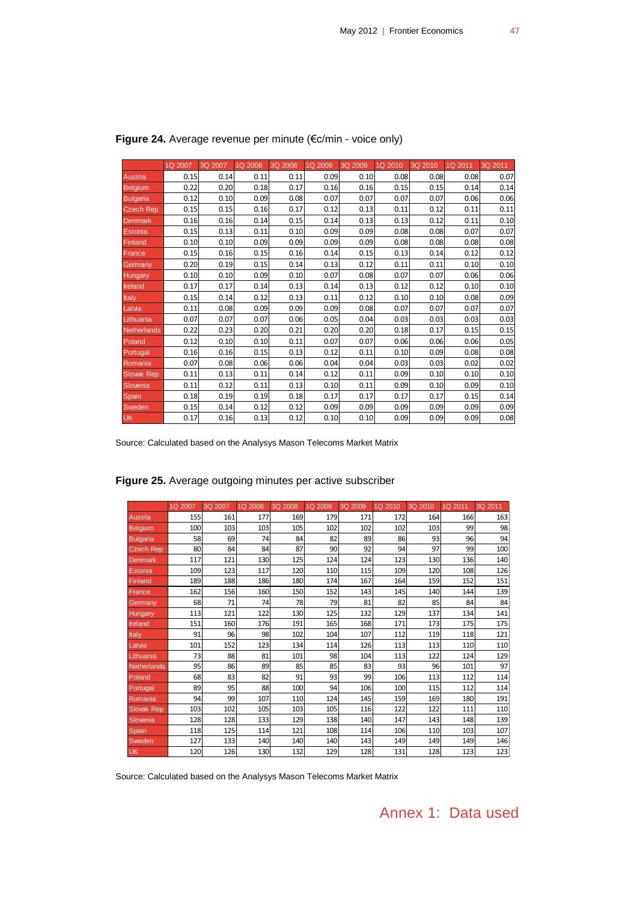**Figure 24.** Average revenue per minute (€c/min - voice only)

| | 1Q 2007 | 3Q 2007 | 1Q 2008 | 3Q 2008 | 1Q 2009 | 3Q 2009 | 1Q 2010 | 3Q 2010 | 1Q 2011 | 3Q 2011 |
|---|---|---|---|---|---|---|---|---|---|---|
| Austria | 0.15 | 0.14 | 0.11 | 0.11 | 0.09 | 0.10 | 0.08 | 0.08 | 0.08 | 0.07 |
| Belgium | 0.22 | 0.20 | 0.18 | 0.17 | 0.16 | 0.16 | 0.15 | 0.15 | 0.14 | 0.14 |
| Bulgaria | 0.12 | 0.10 | 0.09 | 0.08 | 0.07 | 0.07 | 0.07 | 0.07 | 0.06 | 0.06 |
| Czech Rep | 0.15 | 0.15 | 0.16 | 0.17 | 0.12 | 0.13 | 0.11 | 0.12 | 0.11 | 0.11 |
| Denmark | 0.16 | 0.16 | 0.14 | 0.15 | 0.14 | 0.13 | 0.13 | 0.12 | 0.11 | 0.10 |
| Estonia | 0.15 | 0.13 | 0.11 | 0.10 | 0.09 | 0.09 | 0.08 | 0.08 | 0.07 | 0.07 |
| Finland | 0.10 | 0.10 | 0.09 | 0.09 | 0.09 | 0.09 | 0.08 | 0.08 | 0.08 | 0.08 |
| France | 0.15 | 0.16 | 0.15 | 0.16 | 0.14 | 0.15 | 0.13 | 0.14 | 0.12 | 0.12 |
| Germany | 0.20 | 0.19 | 0.15 | 0.14 | 0.13 | 0.12 | 0.11 | 0.11 | 0.10 | 0.10 |
| Hungary | 0.10 | 0.10 | 0.09 | 0.10 | 0.07 | 0.08 | 0.07 | 0.07 | 0.06 | 0.06 |
| Ireland | 0.17 | 0.17 | 0.14 | 0.13 | 0.14 | 0.13 | 0.12 | 0.12 | 0.10 | 0.10 |
| Italy | 0.15 | 0.14 | 0.12 | 0.13 | 0.11 | 0.12 | 0.10 | 0.10 | 0.08 | 0.09 |
| Latvia | 0.11 | 0.08 | 0.09 | 0.09 | 0.09 | 0.08 | 0.07 | 0.07 | 0.07 | 0.07 |
| Lithuania | 0.07 | 0.07 | 0.07 | 0.06 | 0.05 | 0.04 | 0.03 | 0.03 | 0.03 | 0.03 |
| Netherlands | 0.22 | 0.23 | 0.20 | 0.21 | 0.20 | 0.20 | 0.18 | 0.17 | 0.15 | 0.15 |
| Poland | 0.12 | 0.10 | 0.10 | 0.11 | 0.07 | 0.07 | 0.06 | 0.06 | 0.06 | 0.05 |
| Portugal | 0.16 | 0.16 | 0.15 | 0.13 | 0.12 | 0.11 | 0.10 | 0.09 | 0.08 | 0.08 |
| Romania | 0.07 | 0.08 | 0.06 | 0.06 | 0.04 | 0.04 | 0.03 | 0.03 | 0.02 | 0.02 |
| Slovak Rep | 0.11 | 0.13 | 0.11 | 0.14 | 0.12 | 0.11 | 0.09 | 0.10 | 0.10 | 0.10 |
| Slovenia | 0.11 | 0.12 | 0.11 | 0.13 | 0.10 | 0.11 | 0.09 | 0.10 | 0.09 | 0.10 |
| Spain | 0.18 | 0.19 | 0.19 | 0.18 | 0.17 | 0.17 | 0.17 | 0.17 | 0.15 | 0.14 |
| Sweden | 0.15 | 0.14 | 0.12 | 0.12 | 0.09 | 0.09 | 0.09 | 0.09 | 0.09 | 0.09 |
| UK | 0.17 | 0.16 | 0.13 | 0.12 | 0.10 | 0.10 | 0.09 | 0.09 | 0.09 | 0.08 |

Source: Calculated based on the Analysys Mason Telecoms Market Matrix

**Figure 25.** Average outgoing minutes per active subscriber

| | 1Q 2007 | 3Q 2007 | 1Q 2008 | 3Q 2008 | 1Q 2009 | 3Q 2009 | 1Q 2010 | 3Q 2010 | 1Q 2011 | 3Q 2011 |
|---|---|---|---|---|---|---|---|---|---|---|
| Austria | 155 | 161 | 177 | 169 | 179 | 171 | 172 | 164 | 166 | 163 |
| Belgium | 100 | 103 | 103 | 105 | 102 | 102 | 102 | 103 | 99 | 98 |
| Bulgaria | 58 | 69 | 74 | 84 | 82 | 89 | 86 | 93 | 96 | 94 |
| Czech Rep | 80 | 84 | 84 | 87 | 90 | 92 | 94 | 97 | 99 | 100 |
| Denmark | 117 | 121 | 130 | 125 | 124 | 124 | 123 | 130 | 136 | 140 |
| Estonia | 109 | 123 | 117 | 120 | 110 | 115 | 109 | 120 | 108 | 126 |
| Finland | 189 | 188 | 186 | 180 | 174 | 167 | 164 | 159 | 152 | 151 |
| France | 162 | 156 | 160 | 150 | 152 | 143 | 145 | 140 | 144 | 139 |
| Germany | 68 | 71 | 74 | 78 | 79 | 81 | 82 | 85 | 84 | 84 |
| Hungary | 113 | 121 | 122 | 130 | 125 | 132 | 129 | 137 | 134 | 141 |
| Ireland | 151 | 160 | 176 | 191 | 165 | 168 | 171 | 173 | 175 | 175 |
| Italy | 91 | 96 | 98 | 102 | 104 | 107 | 112 | 119 | 118 | 121 |
| Latvia | 101 | 152 | 123 | 134 | 114 | 126 | 113 | 113 | 110 | 110 |
| Lithuania | 73 | 88 | 81 | 101 | 98 | 104 | 113 | 122 | 124 | 129 |
| Netherlands | 95 | 86 | 89 | 85 | 85 | 83 | 93 | 96 | 101 | 97 |
| Poland | 68 | 83 | 82 | 91 | 93 | 99 | 106 | 113 | 112 | 114 |
| Portugal | 89 | 95 | 88 | 100 | 94 | 106 | 100 | 115 | 112 | 114 |
| Romania | 94 | 99 | 107 | 110 | 124 | 145 | 159 | 169 | 180 | 191 |
| Slovak Rep | 103 | 102 | 105 | 103 | 105 | 116 | 122 | 122 | 111 | 110 |
| Slovenia | 128 | 128 | 133 | 129 | 138 | 140 | 147 | 143 | 148 | 139 |
| Spain | 118 | 125 | 114 | 121 | 108 | 114 | 106 | 110 | 103 | 107 |
| Sweden | 127 | 133 | 140 | 140 | 140 | 143 | 149 | 149 | 149 | 146 |
| UK | 120 | 126 | 130 | 132 | 129 | 128 | 131 | 128 | 123 | 123 |

Source: Calculated based on the Analysys Mason Telecoms Market Matrix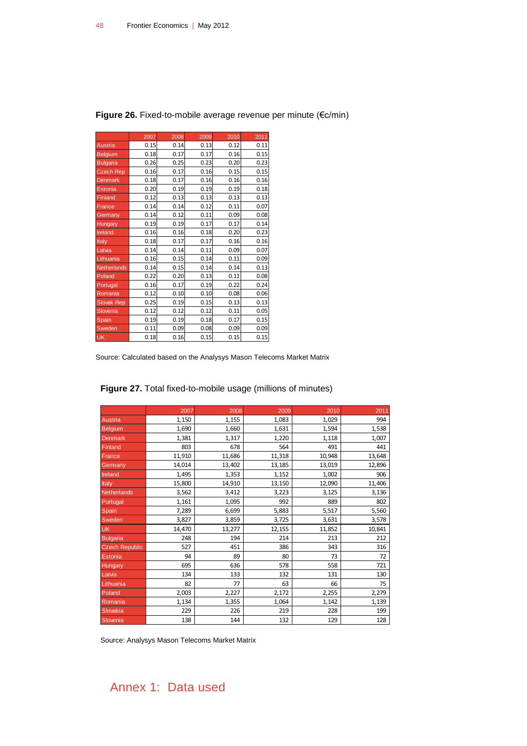**Figure 26.** Fixed-to-mobile average revenue per minute (€c/min)

| | 2007 | 2008 | 2009 | 2010 | 2011 |
|---|---|---|---|---|---|
| Austria | 0.15 | 0.14 | 0.13 | 0.12 | 0.11 |
| Belgium | 0.18 | 0.17 | 0.17 | 0.16 | 0.15 |
| Bulgaria | 0.26 | 0.25 | 0.23 | 0.20 | 0.23 |
| Czech Rep | 0.16 | 0.17 | 0.16 | 0.15 | 0.15 |
| Denmark | 0.18 | 0.17 | 0.16 | 0.16 | 0.16 |
| Estonia | 0.20 | 0.19 | 0.19 | 0.19 | 0.18 |
| Finland | 0.12 | 0.13 | 0.13 | 0.13 | 0.13 |
| France | 0.14 | 0.14 | 0.12 | 0.11 | 0.07 |
| Germany | 0.14 | 0.12 | 0.11 | 0.09 | 0.08 |
| Hungary | 0.19 | 0.19 | 0.17 | 0.17 | 0.14 |
| Ireland | 0.16 | 0.16 | 0.18 | 0.20 | 0.23 |
| Italy | 0.18 | 0.17 | 0.17 | 0.16 | 0.16 |
| Latvia | 0.14 | 0.14 | 0.11 | 0.09 | 0.07 |
| Lithuania | 0.16 | 0.15 | 0.14 | 0.11 | 0.09 |
| Netherlands | 0.14 | 0.15 | 0.14 | 0.14 | 0.13 |
| Poland | 0.22 | 0.20 | 0.13 | 0.11 | 0.08 |
| Portugal | 0.16 | 0.17 | 0.19 | 0.22 | 0.24 |
| Romania | 0.12 | 0.10 | 0.10 | 0.08 | 0.06 |
| Slovak Rep | 0.25 | 0.19 | 0.15 | 0.13 | 0.13 |
| Slovenia | 0.12 | 0.12 | 0.12 | 0.11 | 0.05 |
| Spain | 0.19 | 0.19 | 0.18 | 0.17 | 0.15 |
| Sweden | 0.11 | 0.09 | 0.08 | 0.09 | 0.09 |
| UK | 0.18 | 0.16 | 0.15 | 0.15 | 0.15 |

Source: Calculated based on the Analysys Mason Telecoms Market Matrix

**Figure 27.** Total fixed-to-mobile usage (millions of minutes)

| | 2007 | 2008 | 2009 | 2010 | 2011 |
|---|---|---|---|---|---|
| Austria | 1,150 | 1,155 | 1,083 | 1,029 | 994 |
| Belgium | 1,690 | 1,660 | 1,631 | 1,594 | 1,538 |
| Denmark | 1,381 | 1,317 | 1,220 | 1,118 | 1,007 |
| Finland | 803 | 678 | 564 | 491 | 441 |
| France | 11,910 | 11,686 | 11,318 | 10,948 | 13,648 |
| Germany | 14,014 | 13,402 | 13,185 | 13,019 | 12,896 |
| Ireland | 1,495 | 1,353 | 1,152 | 1,002 | 906 |
| Italy | 15,800 | 14,910 | 13,150 | 12,090 | 11,406 |
| Netherlands | 3,562 | 3,412 | 3,223 | 3,125 | 3,136 |
| Portugal | 1,161 | 1,095 | 992 | 889 | 802 |
| Spain | 7,289 | 6,699 | 5,883 | 5,517 | 5,560 |
| Sweden | 3,827 | 3,859 | 3,725 | 3,631 | 3,578 |
| UK | 14,470 | 13,277 | 12,155 | 11,852 | 10,841 |
| Bulgaria | 248 | 194 | 214 | 213 | 212 |
| Czech Republic | 527 | 451 | 386 | 343 | 316 |
| Estonia | 94 | 89 | 80 | 73 | 72 |
| Hungary | 695 | 636 | 578 | 558 | 721 |
| Latvia | 134 | 133 | 132 | 131 | 130 |
| Lithuania | 82 | 77 | 63 | 66 | 75 |
| Poland | 2,003 | 2,227 | 2,172 | 2,255 | 2,279 |
| Romania | 1,134 | 1,355 | 1,064 | 1,142 | 1,139 |
| Slovakia | 229 | 226 | 219 | 228 | 199 |
| Slovenia | 138 | 144 | 132 | 129 | 128 |

Source: Analysys Mason Telecoms Market Matrix

Annex 1: Data used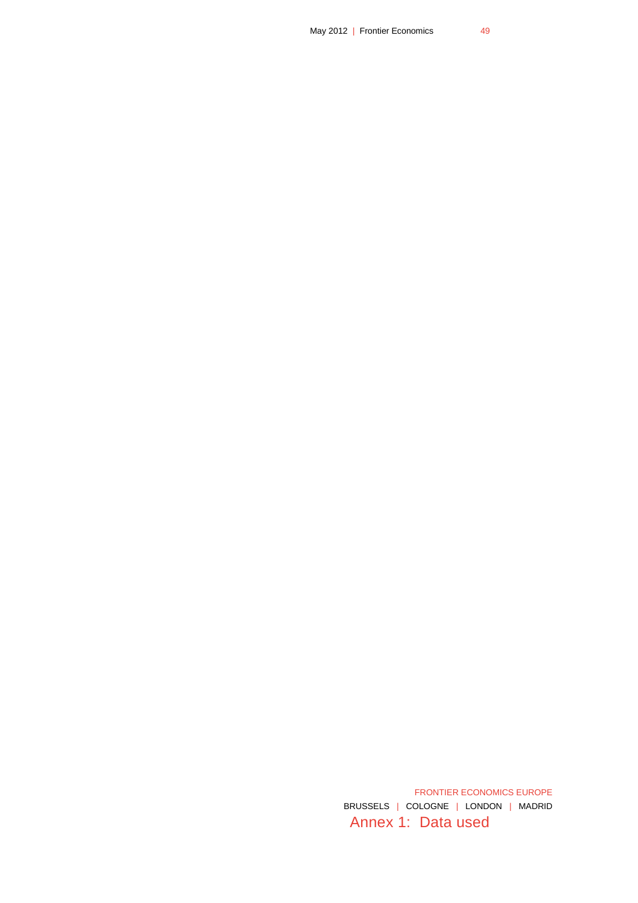FRONTIER ECONOMICS EUROPE

BRUSSELS | COLOGNE | LONDON | MADRID

# Annex 1: Data used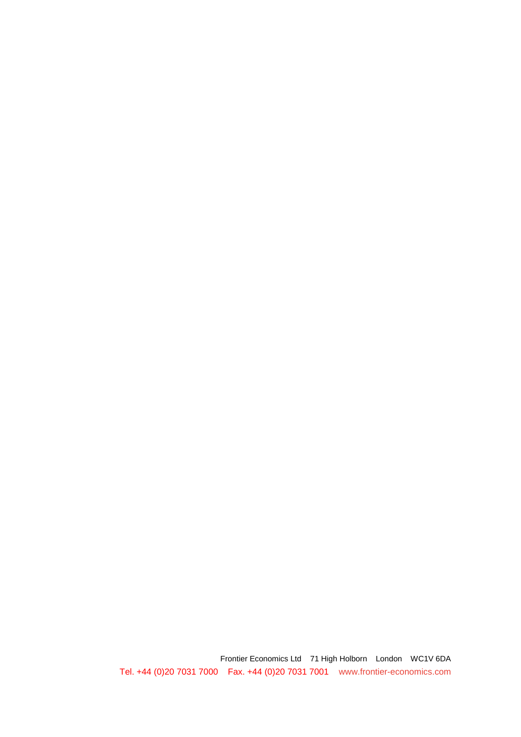Frontier Economics Ltd 71 High Holborn London WC1V 6DA

Tel. +44 (0)20 7031 7000 Fax. +44 (0)20 7031 7001 www.frontier-economics.com